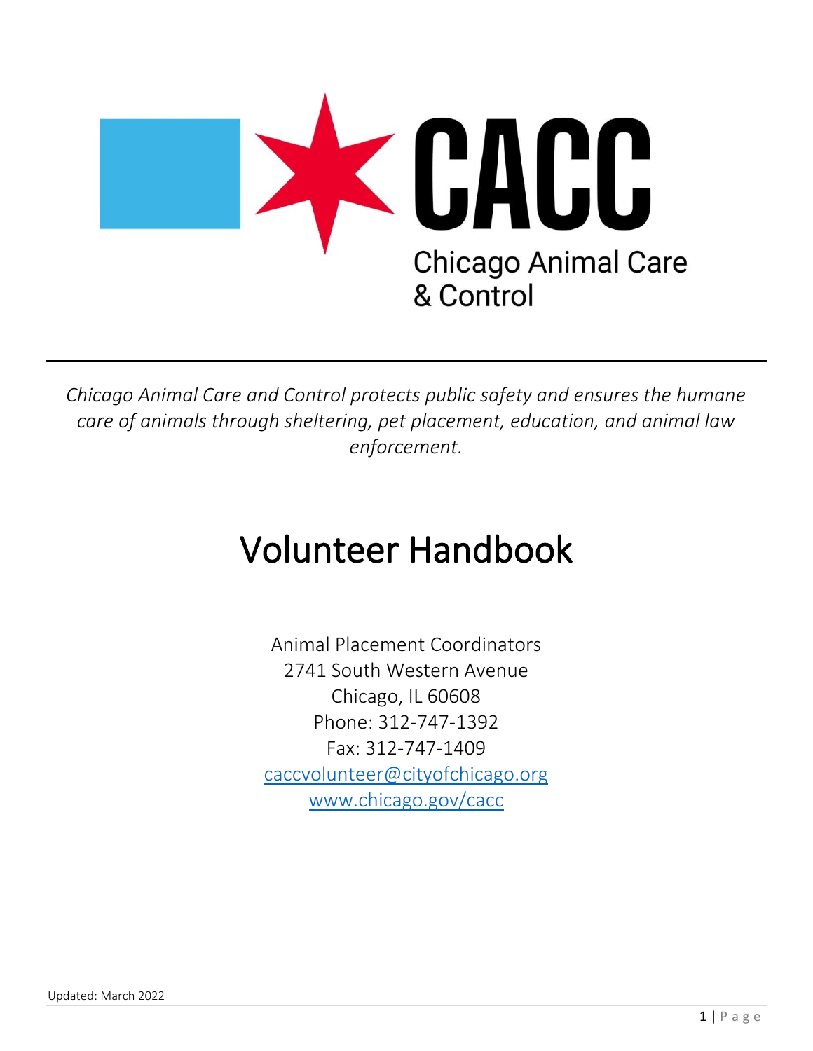# CACC

Chicago Animal Care & Control

---

*Chicago Animal Care and Control protects public safety and ensures the humane care of animals through sheltering, pet placement, education, and animal law enforcement.*

# Volunteer Handbook

Animal Placement Coordinators
2741 South Western Avenue
Chicago, IL 60608
Phone: 312-747-1392
Fax: 312-747-1409
caccvolunteer@cityofchicago.org
www.chicago.gov/cacc

Updated: March 2022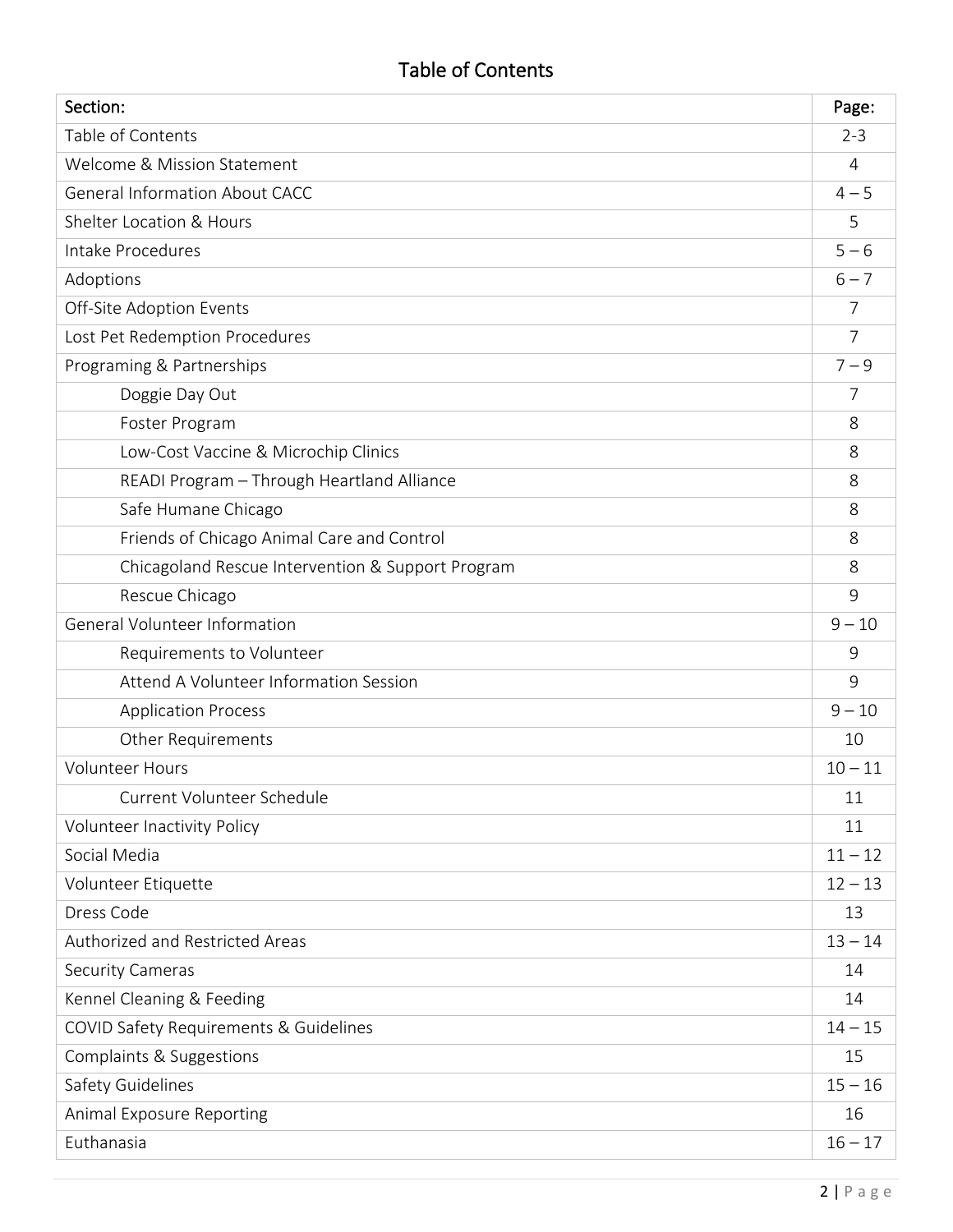# Table of Contents

| Section: | Page: |
|---|---|
| Table of Contents | 2-3 |
| Welcome & Mission Statement | 4 |
| General Information About CACC | 4 – 5 |
| Shelter Location & Hours | 5 |
| Intake Procedures | 5 – 6 |
| Adoptions | 6 – 7 |
| Off-Site Adoption Events | 7 |
| Lost Pet Redemption Procedures | 7 |
| Programing & Partnerships | 7 – 9 |
| Doggie Day Out | 7 |
| Foster Program | 8 |
| Low-Cost Vaccine & Microchip Clinics | 8 |
| READI Program – Through Heartland Alliance | 8 |
| Safe Humane Chicago | 8 |
| Friends of Chicago Animal Care and Control | 8 |
| Chicagoland Rescue Intervention & Support Program | 8 |
| Rescue Chicago | 9 |
| General Volunteer Information | 9 – 10 |
| Requirements to Volunteer | 9 |
| Attend A Volunteer Information Session | 9 |
| Application Process | 9 – 10 |
| Other Requirements | 10 |
| Volunteer Hours | 10 – 11 |
| Current Volunteer Schedule | 11 |
| Volunteer Inactivity Policy | 11 |
| Social Media | 11 – 12 |
| Volunteer Etiquette | 12 – 13 |
| Dress Code | 13 |
| Authorized and Restricted Areas | 13 – 14 |
| Security Cameras | 14 |
| Kennel Cleaning & Feeding | 14 |
| COVID Safety Requirements & Guidelines | 14 – 15 |
| Complaints & Suggestions | 15 |
| Safety Guidelines | 15 – 16 |
| Animal Exposure Reporting | 16 |
| Euthanasia | 16 – 17 |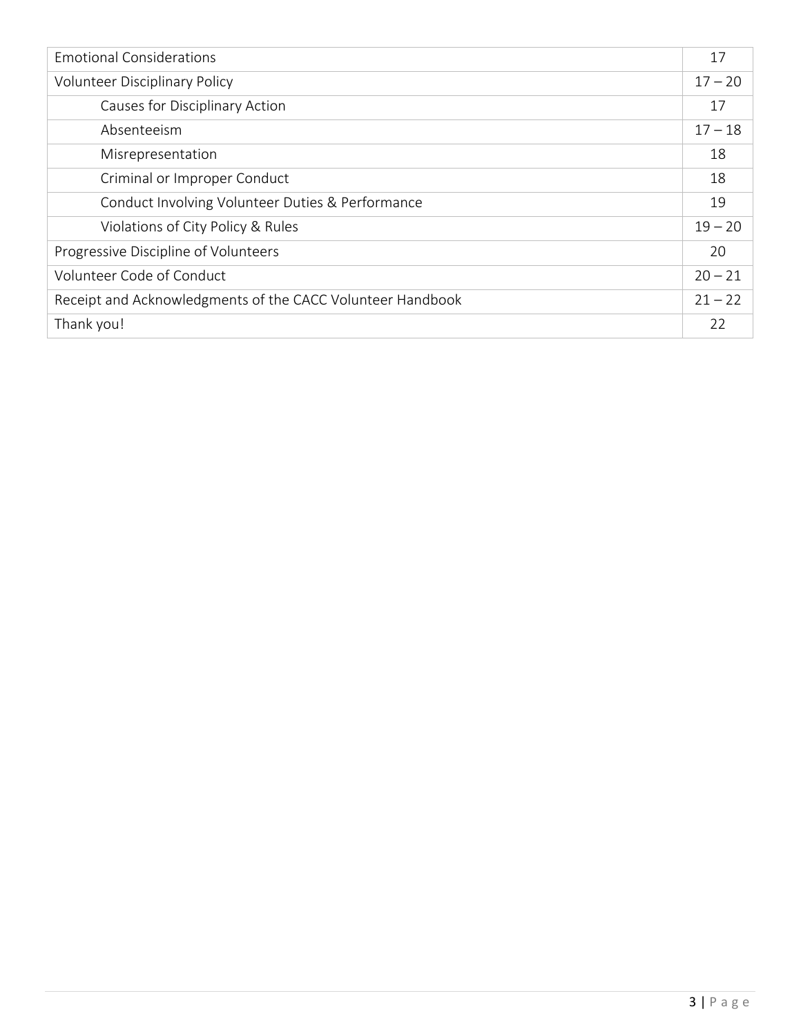| | |
|---|---|
| Emotional Considerations | 17 |
| Volunteer Disciplinary Policy | 17 – 20 |
| Causes for Disciplinary Action | 17 |
| Absenteeism | 17 – 18 |
| Misrepresentation | 18 |
| Criminal or Improper Conduct | 18 |
| Conduct Involving Volunteer Duties & Performance | 19 |
| Violations of City Policy & Rules | 19 – 20 |
| Progressive Discipline of Volunteers | 20 |
| Volunteer Code of Conduct | 20 – 21 |
| Receipt and Acknowledgments of the CACC Volunteer Handbook | 21 – 22 |
| Thank you! | 22 |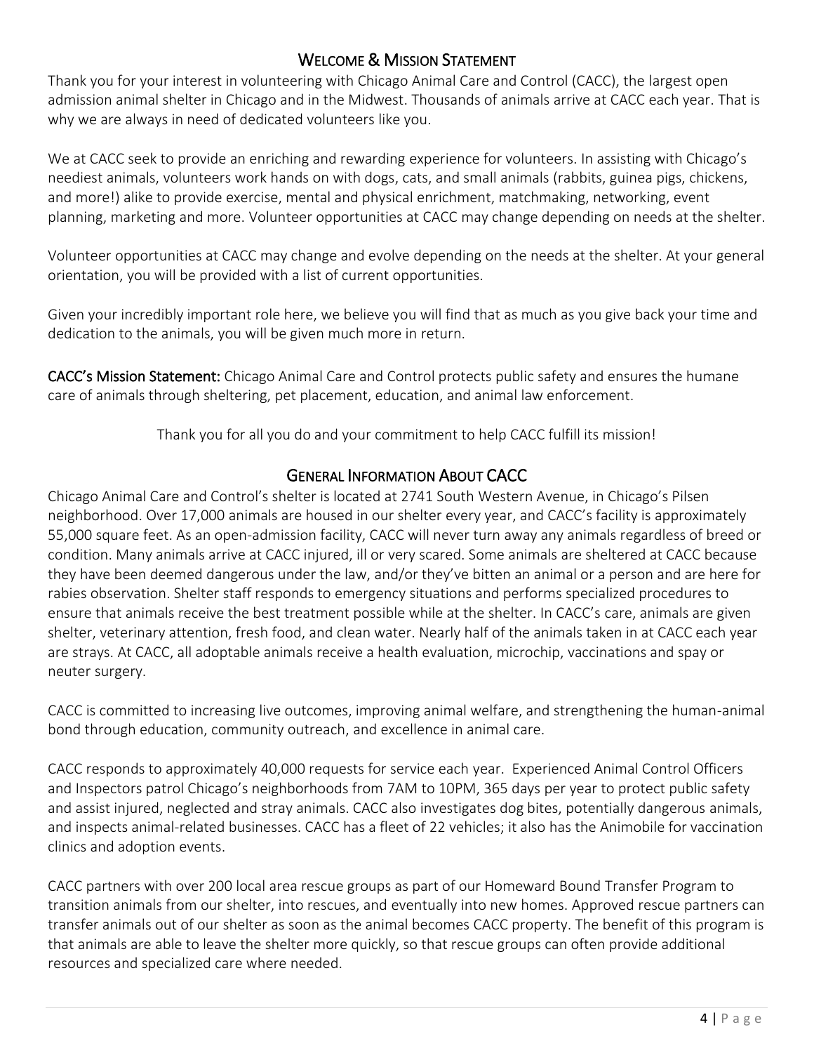## Welcome & Mission Statement

Thank you for your interest in volunteering with Chicago Animal Care and Control (CACC), the largest open admission animal shelter in Chicago and in the Midwest. Thousands of animals arrive at CACC each year. That is why we are always in need of dedicated volunteers like you.

We at CACC seek to provide an enriching and rewarding experience for volunteers. In assisting with Chicago's neediest animals, volunteers work hands on with dogs, cats, and small animals (rabbits, guinea pigs, chickens, and more!) alike to provide exercise, mental and physical enrichment, matchmaking, networking, event planning, marketing and more. Volunteer opportunities at CACC may change depending on needs at the shelter.

Volunteer opportunities at CACC may change and evolve depending on the needs at the shelter. At your general orientation, you will be provided with a list of current opportunities.

Given your incredibly important role here, we believe you will find that as much as you give back your time and dedication to the animals, you will be given much more in return.

**CACC's Mission Statement:** Chicago Animal Care and Control protects public safety and ensures the humane care of animals through sheltering, pet placement, education, and animal law enforcement.

Thank you for all you do and your commitment to help CACC fulfill its mission!

## General Information About CACC

Chicago Animal Care and Control's shelter is located at 2741 South Western Avenue, in Chicago's Pilsen neighborhood. Over 17,000 animals are housed in our shelter every year, and CACC's facility is approximately 55,000 square feet. As an open-admission facility, CACC will never turn away any animals regardless of breed or condition. Many animals arrive at CACC injured, ill or very scared. Some animals are sheltered at CACC because they have been deemed dangerous under the law, and/or they've bitten an animal or a person and are here for rabies observation. Shelter staff responds to emergency situations and performs specialized procedures to ensure that animals receive the best treatment possible while at the shelter. In CACC's care, animals are given shelter, veterinary attention, fresh food, and clean water. Nearly half of the animals taken in at CACC each year are strays. At CACC, all adoptable animals receive a health evaluation, microchip, vaccinations and spay or neuter surgery.

CACC is committed to increasing live outcomes, improving animal welfare, and strengthening the human-animal bond through education, community outreach, and excellence in animal care.

CACC responds to approximately 40,000 requests for service each year. Experienced Animal Control Officers and Inspectors patrol Chicago's neighborhoods from 7AM to 10PM, 365 days per year to protect public safety and assist injured, neglected and stray animals. CACC also investigates dog bites, potentially dangerous animals, and inspects animal-related businesses. CACC has a fleet of 22 vehicles; it also has the Animobile for vaccination clinics and adoption events.

CACC partners with over 200 local area rescue groups as part of our Homeward Bound Transfer Program to transition animals from our shelter, into rescues, and eventually into new homes. Approved rescue partners can transfer animals out of our shelter as soon as the animal becomes CACC property. The benefit of this program is that animals are able to leave the shelter more quickly, so that rescue groups can often provide additional resources and specialized care where needed.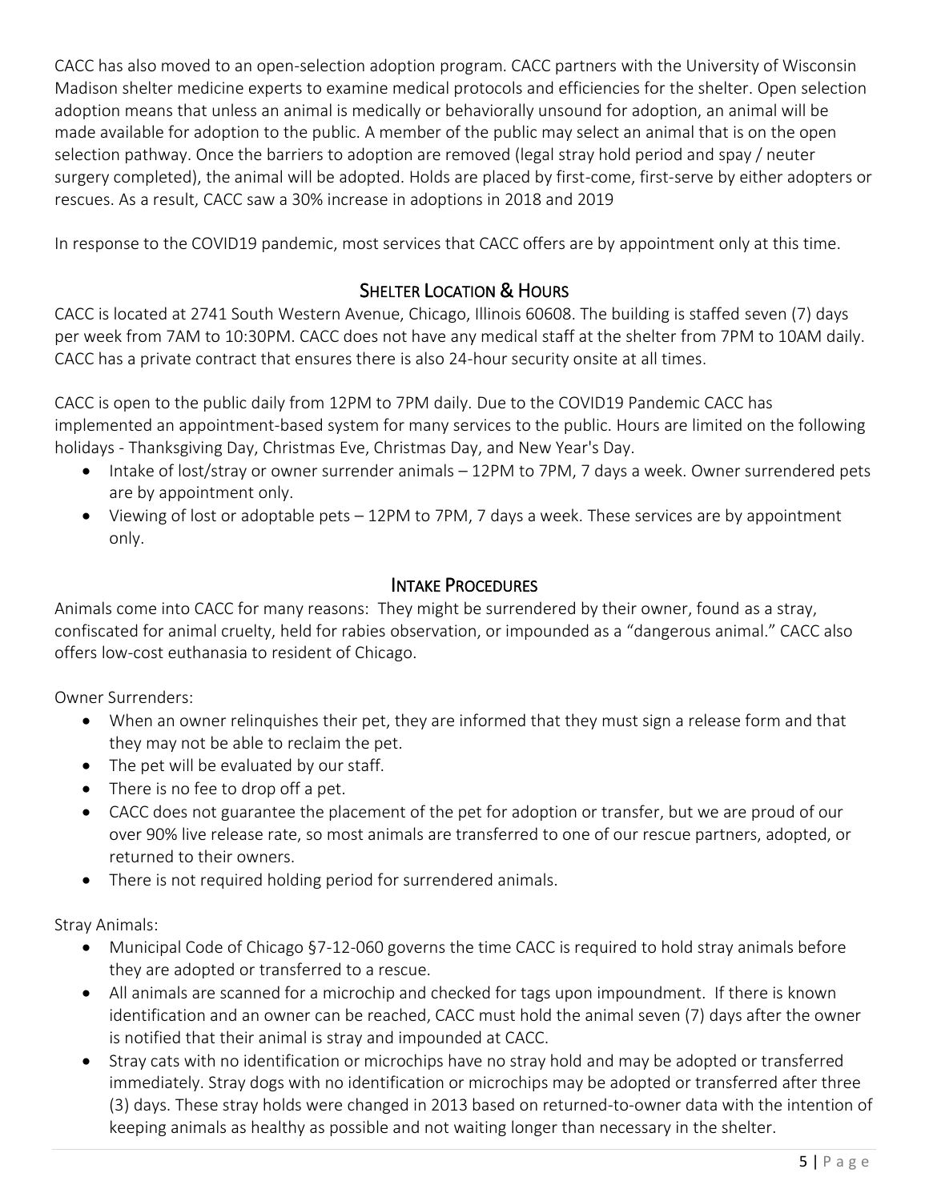CACC has also moved to an open-selection adoption program. CACC partners with the University of Wisconsin Madison shelter medicine experts to examine medical protocols and efficiencies for the shelter. Open selection adoption means that unless an animal is medically or behaviorally unsound for adoption, an animal will be made available for adoption to the public. A member of the public may select an animal that is on the open selection pathway. Once the barriers to adoption are removed (legal stray hold period and spay / neuter surgery completed), the animal will be adopted. Holds are placed by first-come, first-serve by either adopters or rescues. As a result, CACC saw a 30% increase in adoptions in 2018 and 2019

In response to the COVID19 pandemic, most services that CACC offers are by appointment only at this time.

## Shelter Location & Hours

CACC is located at 2741 South Western Avenue, Chicago, Illinois 60608. The building is staffed seven (7) days per week from 7AM to 10:30PM. CACC does not have any medical staff at the shelter from 7PM to 10AM daily. CACC has a private contract that ensures there is also 24-hour security onsite at all times.

CACC is open to the public daily from 12PM to 7PM daily. Due to the COVID19 Pandemic CACC has implemented an appointment-based system for many services to the public. Hours are limited on the following holidays - Thanksgiving Day, Christmas Eve, Christmas Day, and New Year's Day.

- Intake of lost/stray or owner surrender animals – 12PM to 7PM, 7 days a week. Owner surrendered pets are by appointment only.
- Viewing of lost or adoptable pets – 12PM to 7PM, 7 days a week. These services are by appointment only.

## Intake Procedures

Animals come into CACC for many reasons: They might be surrendered by their owner, found as a stray, confiscated for animal cruelty, held for rabies observation, or impounded as a "dangerous animal." CACC also offers low-cost euthanasia to resident of Chicago.

Owner Surrenders:

- When an owner relinquishes their pet, they are informed that they must sign a release form and that they may not be able to reclaim the pet.
- The pet will be evaluated by our staff.
- There is no fee to drop off a pet.
- CACC does not guarantee the placement of the pet for adoption or transfer, but we are proud of our over 90% live release rate, so most animals are transferred to one of our rescue partners, adopted, or returned to their owners.
- There is not required holding period for surrendered animals.

Stray Animals:

- Municipal Code of Chicago §7-12-060 governs the time CACC is required to hold stray animals before they are adopted or transferred to a rescue.
- All animals are scanned for a microchip and checked for tags upon impoundment. If there is known identification and an owner can be reached, CACC must hold the animal seven (7) days after the owner is notified that their animal is stray and impounded at CACC.
- Stray cats with no identification or microchips have no stray hold and may be adopted or transferred immediately. Stray dogs with no identification or microchips may be adopted or transferred after three (3) days. These stray holds were changed in 2013 based on returned-to-owner data with the intention of keeping animals as healthy as possible and not waiting longer than necessary in the shelter.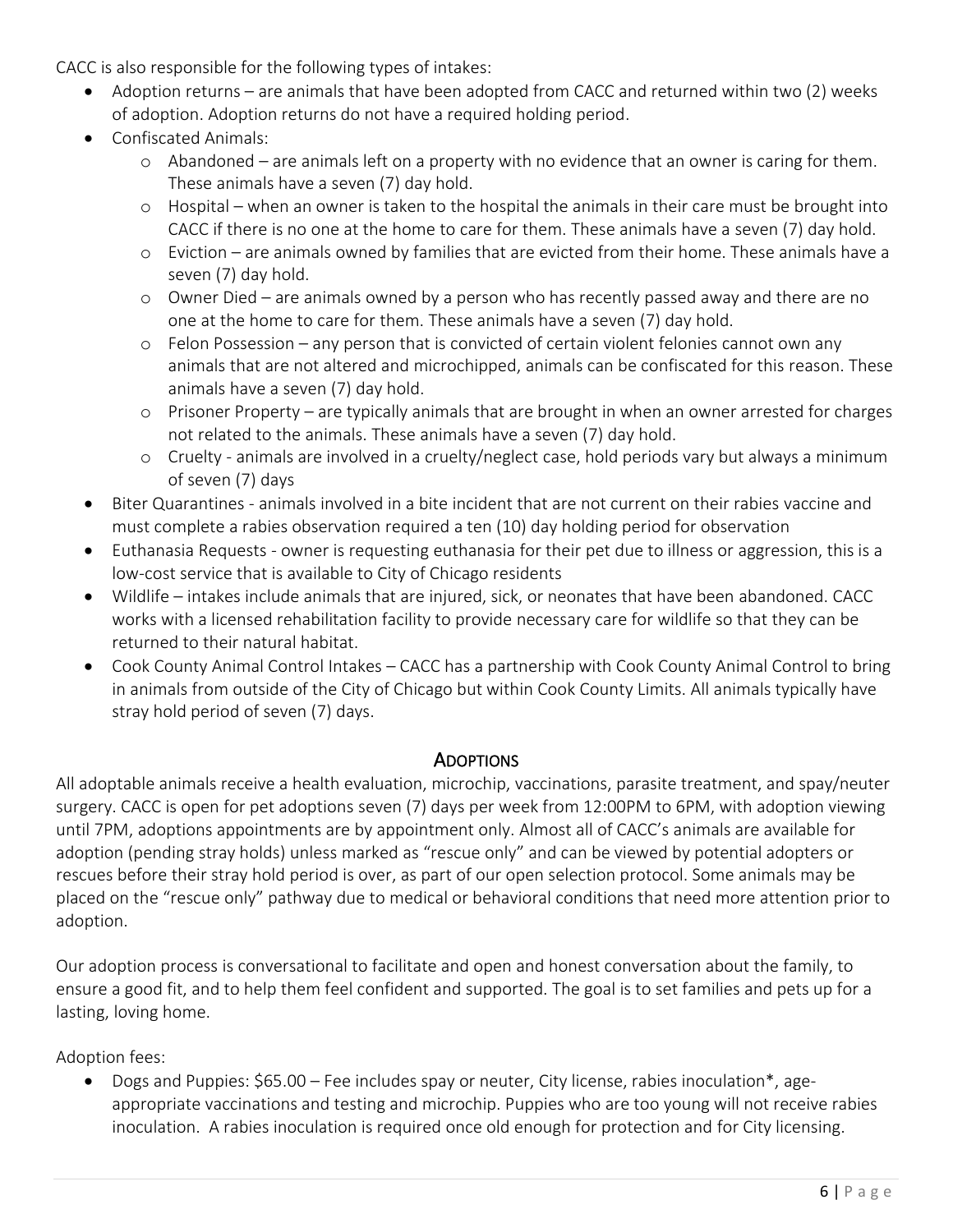CACC is also responsible for the following types of intakes:

- Adoption returns – are animals that have been adopted from CACC and returned within two (2) weeks of adoption. Adoption returns do not have a required holding period.
- Confiscated Animals:
  - Abandoned – are animals left on a property with no evidence that an owner is caring for them. These animals have a seven (7) day hold.
  - Hospital – when an owner is taken to the hospital the animals in their care must be brought into CACC if there is no one at the home to care for them. These animals have a seven (7) day hold.
  - Eviction – are animals owned by families that are evicted from their home. These animals have a seven (7) day hold.
  - Owner Died – are animals owned by a person who has recently passed away and there are no one at the home to care for them. These animals have a seven (7) day hold.
  - Felon Possession – any person that is convicted of certain violent felonies cannot own any animals that are not altered and microchipped, animals can be confiscated for this reason. These animals have a seven (7) day hold.
  - Prisoner Property – are typically animals that are brought in when an owner arrested for charges not related to the animals. These animals have a seven (7) day hold.
  - Cruelty - animals are involved in a cruelty/neglect case, hold periods vary but always a minimum of seven (7) days
- Biter Quarantines - animals involved in a bite incident that are not current on their rabies vaccine and must complete a rabies observation required a ten (10) day holding period for observation
- Euthanasia Requests - owner is requesting euthanasia for their pet due to illness or aggression, this is a low-cost service that is available to City of Chicago residents
- Wildlife – intakes include animals that are injured, sick, or neonates that have been abandoned. CACC works with a licensed rehabilitation facility to provide necessary care for wildlife so that they can be returned to their natural habitat.
- Cook County Animal Control Intakes – CACC has a partnership with Cook County Animal Control to bring in animals from outside of the City of Chicago but within Cook County Limits. All animals typically have stray hold period of seven (7) days.

## ADOPTIONS

All adoptable animals receive a health evaluation, microchip, vaccinations, parasite treatment, and spay/neuter surgery. CACC is open for pet adoptions seven (7) days per week from 12:00PM to 6PM, with adoption viewing until 7PM, adoptions appointments are by appointment only. Almost all of CACC's animals are available for adoption (pending stray holds) unless marked as "rescue only" and can be viewed by potential adopters or rescues before their stray hold period is over, as part of our open selection protocol. Some animals may be placed on the "rescue only" pathway due to medical or behavioral conditions that need more attention prior to adoption.

Our adoption process is conversational to facilitate and open and honest conversation about the family, to ensure a good fit, and to help them feel confident and supported. The goal is to set families and pets up for a lasting, loving home.

Adoption fees:

- Dogs and Puppies: $65.00 – Fee includes spay or neuter, City license, rabies inoculation*, age-appropriate vaccinations and testing and microchip. Puppies who are too young will not receive rabies inoculation. A rabies inoculation is required once old enough for protection and for City licensing.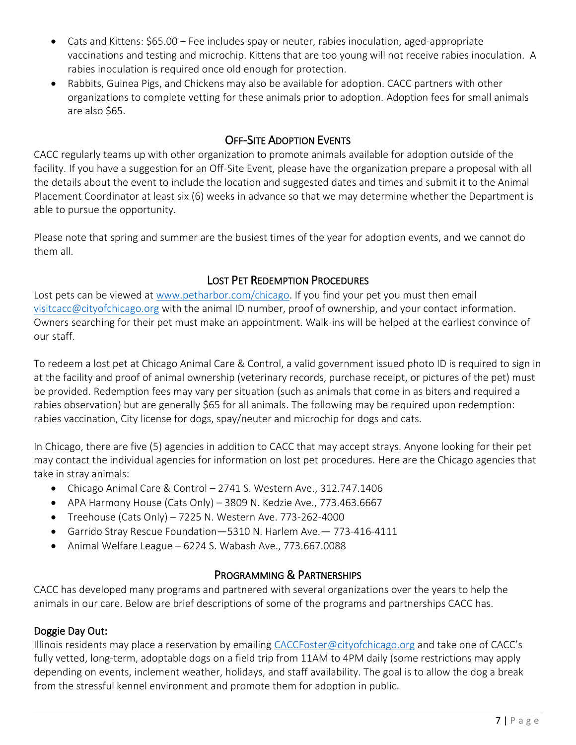- Cats and Kittens: $65.00 – Fee includes spay or neuter, rabies inoculation, aged-appropriate vaccinations and testing and microchip. Kittens that are too young will not receive rabies inoculation. A rabies inoculation is required once old enough for protection.
- Rabbits, Guinea Pigs, and Chickens may also be available for adoption. CACC partners with other organizations to complete vetting for these animals prior to adoption. Adoption fees for small animals are also $65.

## Off-Site Adoption Events

CACC regularly teams up with other organization to promote animals available for adoption outside of the facility. If you have a suggestion for an Off-Site Event, please have the organization prepare a proposal with all the details about the event to include the location and suggested dates and times and submit it to the Animal Placement Coordinator at least six (6) weeks in advance so that we may determine whether the Department is able to pursue the opportunity.

Please note that spring and summer are the busiest times of the year for adoption events, and we cannot do them all.

## Lost Pet Redemption Procedures

Lost pets can be viewed at www.petharbor.com/chicago. If you find your pet you must then email visitcacc@cityofchicago.org with the animal ID number, proof of ownership, and your contact information. Owners searching for their pet must make an appointment. Walk-ins will be helped at the earliest convince of our staff.

To redeem a lost pet at Chicago Animal Care & Control, a valid government issued photo ID is required to sign in at the facility and proof of animal ownership (veterinary records, purchase receipt, or pictures of the pet) must be provided. Redemption fees may vary per situation (such as animals that come in as biters and required a rabies observation) but are generally $65 for all animals. The following may be required upon redemption: rabies vaccination, City license for dogs, spay/neuter and microchip for dogs and cats.

In Chicago, there are five (5) agencies in addition to CACC that may accept strays. Anyone looking for their pet may contact the individual agencies for information on lost pet procedures. Here are the Chicago agencies that take in stray animals:

- Chicago Animal Care & Control – 2741 S. Western Ave., 312.747.1406
- APA Harmony House (Cats Only) – 3809 N. Kedzie Ave., 773.463.6667
- Treehouse (Cats Only) – 7225 N. Western Ave. 773-262-4000
- Garrido Stray Rescue Foundation—5310 N. Harlem Ave.— 773-416-4111
- Animal Welfare League – 6224 S. Wabash Ave., 773.667.0088

## Programming & Partnerships

CACC has developed many programs and partnered with several organizations over the years to help the animals in our care. Below are brief descriptions of some of the programs and partnerships CACC has.

### Doggie Day Out:

Illinois residents may place a reservation by emailing CACCFoster@cityofchicago.org and take one of CACC's fully vetted, long-term, adoptable dogs on a field trip from 11AM to 4PM daily (some restrictions may apply depending on events, inclement weather, holidays, and staff availability. The goal is to allow the dog a break from the stressful kennel environment and promote them for adoption in public.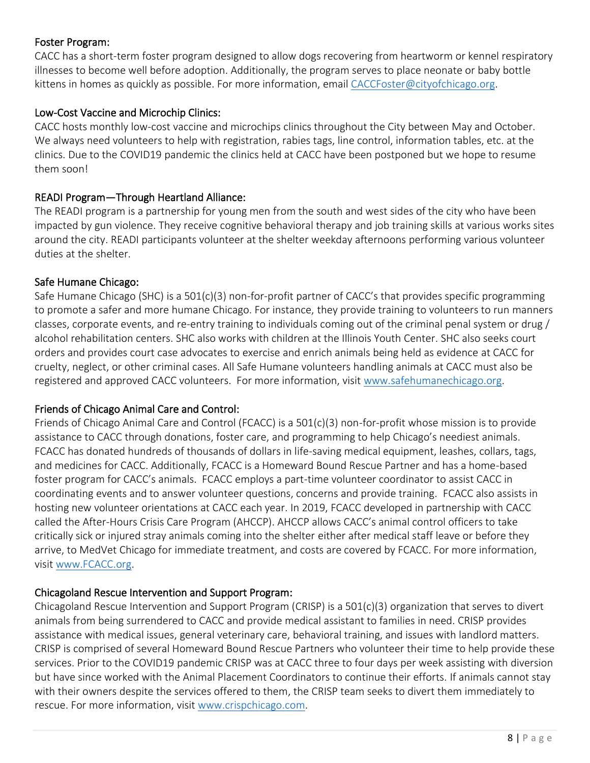### Foster Program:

CACC has a short-term foster program designed to allow dogs recovering from heartworm or kennel respiratory illnesses to become well before adoption. Additionally, the program serves to place neonate or baby bottle kittens in homes as quickly as possible. For more information, email CACCFoster@cityofchicago.org.

### Low-Cost Vaccine and Microchip Clinics:

CACC hosts monthly low-cost vaccine and microchips clinics throughout the City between May and October. We always need volunteers to help with registration, rabies tags, line control, information tables, etc. at the clinics. Due to the COVID19 pandemic the clinics held at CACC have been postponed but we hope to resume them soon!

### READI Program—Through Heartland Alliance:

The READI program is a partnership for young men from the south and west sides of the city who have been impacted by gun violence. They receive cognitive behavioral therapy and job training skills at various works sites around the city. READI participants volunteer at the shelter weekday afternoons performing various volunteer duties at the shelter.

### Safe Humane Chicago:

Safe Humane Chicago (SHC) is a 501(c)(3) non-for-profit partner of CACC's that provides specific programming to promote a safer and more humane Chicago. For instance, they provide training to volunteers to run manners classes, corporate events, and re-entry training to individuals coming out of the criminal penal system or drug / alcohol rehabilitation centers. SHC also works with children at the Illinois Youth Center. SHC also seeks court orders and provides court case advocates to exercise and enrich animals being held as evidence at CACC for cruelty, neglect, or other criminal cases. All Safe Humane volunteers handling animals at CACC must also be registered and approved CACC volunteers. For more information, visit www.safehumanechicago.org.

### Friends of Chicago Animal Care and Control:

Friends of Chicago Animal Care and Control (FCACC) is a 501(c)(3) non-for-profit whose mission is to provide assistance to CACC through donations, foster care, and programming to help Chicago's neediest animals. FCACC has donated hundreds of thousands of dollars in life-saving medical equipment, leashes, collars, tags, and medicines for CACC. Additionally, FCACC is a Homeward Bound Rescue Partner and has a home-based foster program for CACC's animals. FCACC employs a part-time volunteer coordinator to assist CACC in coordinating events and to answer volunteer questions, concerns and provide training. FCACC also assists in hosting new volunteer orientations at CACC each year. In 2019, FCACC developed in partnership with CACC called the After-Hours Crisis Care Program (AHCCP). AHCCP allows CACC's animal control officers to take critically sick or injured stray animals coming into the shelter either after medical staff leave or before they arrive, to MedVet Chicago for immediate treatment, and costs are covered by FCACC. For more information, visit www.FCACC.org.

### Chicagoland Rescue Intervention and Support Program:

Chicagoland Rescue Intervention and Support Program (CRISP) is a 501(c)(3) organization that serves to divert animals from being surrendered to CACC and provide medical assistant to families in need. CRISP provides assistance with medical issues, general veterinary care, behavioral training, and issues with landlord matters. CRISP is comprised of several Homeward Bound Rescue Partners who volunteer their time to help provide these services. Prior to the COVID19 pandemic CRISP was at CACC three to four days per week assisting with diversion but have since worked with the Animal Placement Coordinators to continue their efforts. If animals cannot stay with their owners despite the services offered to them, the CRISP team seeks to divert them immediately to rescue. For more information, visit www.crispchicago.com.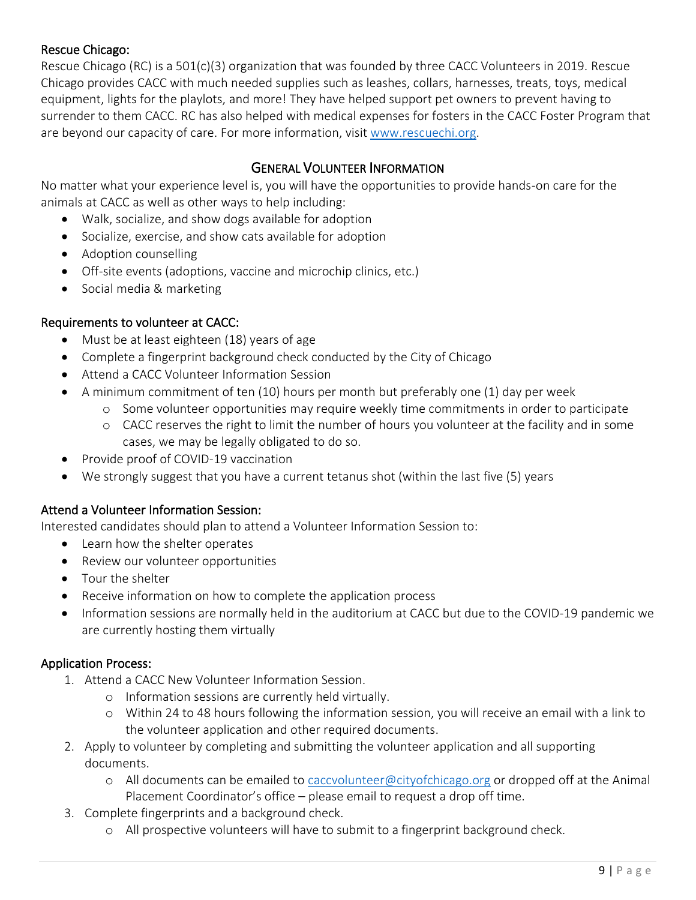### Rescue Chicago:

Rescue Chicago (RC) is a 501(c)(3) organization that was founded by three CACC Volunteers in 2019. Rescue Chicago provides CACC with much needed supplies such as leashes, collars, harnesses, treats, toys, medical equipment, lights for the playlots, and more! They have helped support pet owners to prevent having to surrender to them CACC. RC has also helped with medical expenses for fosters in the CACC Foster Program that are beyond our capacity of care. For more information, visit [www.rescuechi.org](http://www.rescuechi.org).

## General Volunteer Information

No matter what your experience level is, you will have the opportunities to provide hands-on care for the animals at CACC as well as other ways to help including:

- Walk, socialize, and show dogs available for adoption
- Socialize, exercise, and show cats available for adoption
- Adoption counselling
- Off-site events (adoptions, vaccine and microchip clinics, etc.)
- Social media & marketing

### Requirements to volunteer at CACC:

- Must be at least eighteen (18) years of age
- Complete a fingerprint background check conducted by the City of Chicago
- Attend a CACC Volunteer Information Session
- A minimum commitment of ten (10) hours per month but preferably one (1) day per week
  - Some volunteer opportunities may require weekly time commitments in order to participate
  - CACC reserves the right to limit the number of hours you volunteer at the facility and in some cases, we may be legally obligated to do so.
- Provide proof of COVID-19 vaccination
- We strongly suggest that you have a current tetanus shot (within the last five (5) years

### Attend a Volunteer Information Session:

Interested candidates should plan to attend a Volunteer Information Session to:

- Learn how the shelter operates
- Review our volunteer opportunities
- Tour the shelter
- Receive information on how to complete the application process
- Information sessions are normally held in the auditorium at CACC but due to the COVID-19 pandemic we are currently hosting them virtually

### Application Process:

1. Attend a CACC New Volunteer Information Session.
   - Information sessions are currently held virtually.
   - Within 24 to 48 hours following the information session, you will receive an email with a link to the volunteer application and other required documents.
2. Apply to volunteer by completing and submitting the volunteer application and all supporting documents.
   - All documents can be emailed to [caccvolunteer@cityofchicago.org](mailto:caccvolunteer@cityofchicago.org) or dropped off at the Animal Placement Coordinator's office – please email to request a drop off time.
3. Complete fingerprints and a background check.
   - All prospective volunteers will have to submit to a fingerprint background check.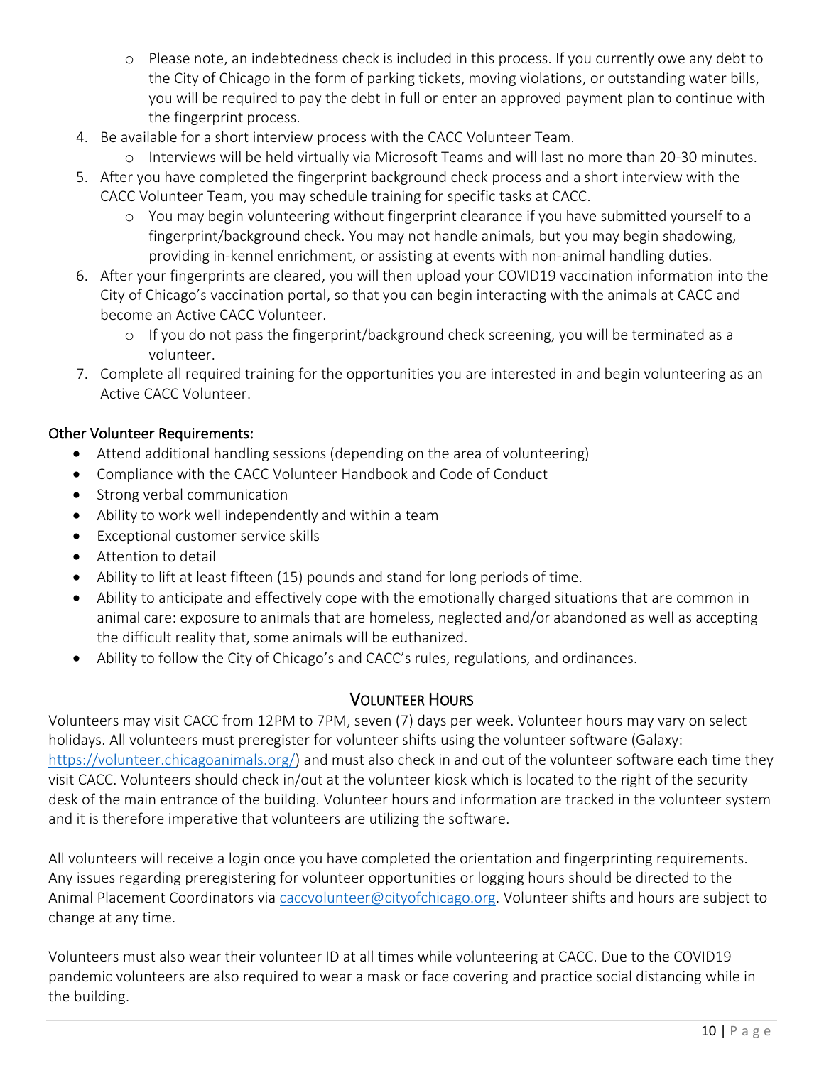- Please note, an indebtedness check is included in this process. If you currently owe any debt to the City of Chicago in the form of parking tickets, moving violations, or outstanding water bills, you will be required to pay the debt in full or enter an approved payment plan to continue with the fingerprint process.
4. Be available for a short interview process with the CACC Volunteer Team.
    - Interviews will be held virtually via Microsoft Teams and will last no more than 20-30 minutes.
5. After you have completed the fingerprint background check process and a short interview with the CACC Volunteer Team, you may schedule training for specific tasks at CACC.
    - You may begin volunteering without fingerprint clearance if you have submitted yourself to a fingerprint/background check. You may not handle animals, but you may begin shadowing, providing in-kennel enrichment, or assisting at events with non-animal handling duties.
6. After your fingerprints are cleared, you will then upload your COVID19 vaccination information into the City of Chicago's vaccination portal, so that you can begin interacting with the animals at CACC and become an Active CACC Volunteer.
    - If you do not pass the fingerprint/background check screening, you will be terminated as a volunteer.
7. Complete all required training for the opportunities you are interested in and begin volunteering as an Active CACC Volunteer.

**Other Volunteer Requirements:**

- Attend additional handling sessions (depending on the area of volunteering)
- Compliance with the CACC Volunteer Handbook and Code of Conduct
- Strong verbal communication
- Ability to work well independently and within a team
- Exceptional customer service skills
- Attention to detail
- Ability to lift at least fifteen (15) pounds and stand for long periods of time.
- Ability to anticipate and effectively cope with the emotionally charged situations that are common in animal care: exposure to animals that are homeless, neglected and/or abandoned as well as accepting the difficult reality that, some animals will be euthanized.
- Ability to follow the City of Chicago's and CACC's rules, regulations, and ordinances.

## Volunteer Hours

Volunteers may visit CACC from 12PM to 7PM, seven (7) days per week. Volunteer hours may vary on select holidays. All volunteers must preregister for volunteer shifts using the volunteer software (Galaxy: https://volunteer.chicagoanimals.org/) and must also check in and out of the volunteer software each time they visit CACC. Volunteers should check in/out at the volunteer kiosk which is located to the right of the security desk of the main entrance of the building. Volunteer hours and information are tracked in the volunteer system and it is therefore imperative that volunteers are utilizing the software.

All volunteers will receive a login once you have completed the orientation and fingerprinting requirements. Any issues regarding preregistering for volunteer opportunities or logging hours should be directed to the Animal Placement Coordinators via caccvolunteer@cityofchicago.org. Volunteer shifts and hours are subject to change at any time.

Volunteers must also wear their volunteer ID at all times while volunteering at CACC. Due to the COVID19 pandemic volunteers are also required to wear a mask or face covering and practice social distancing while in the building.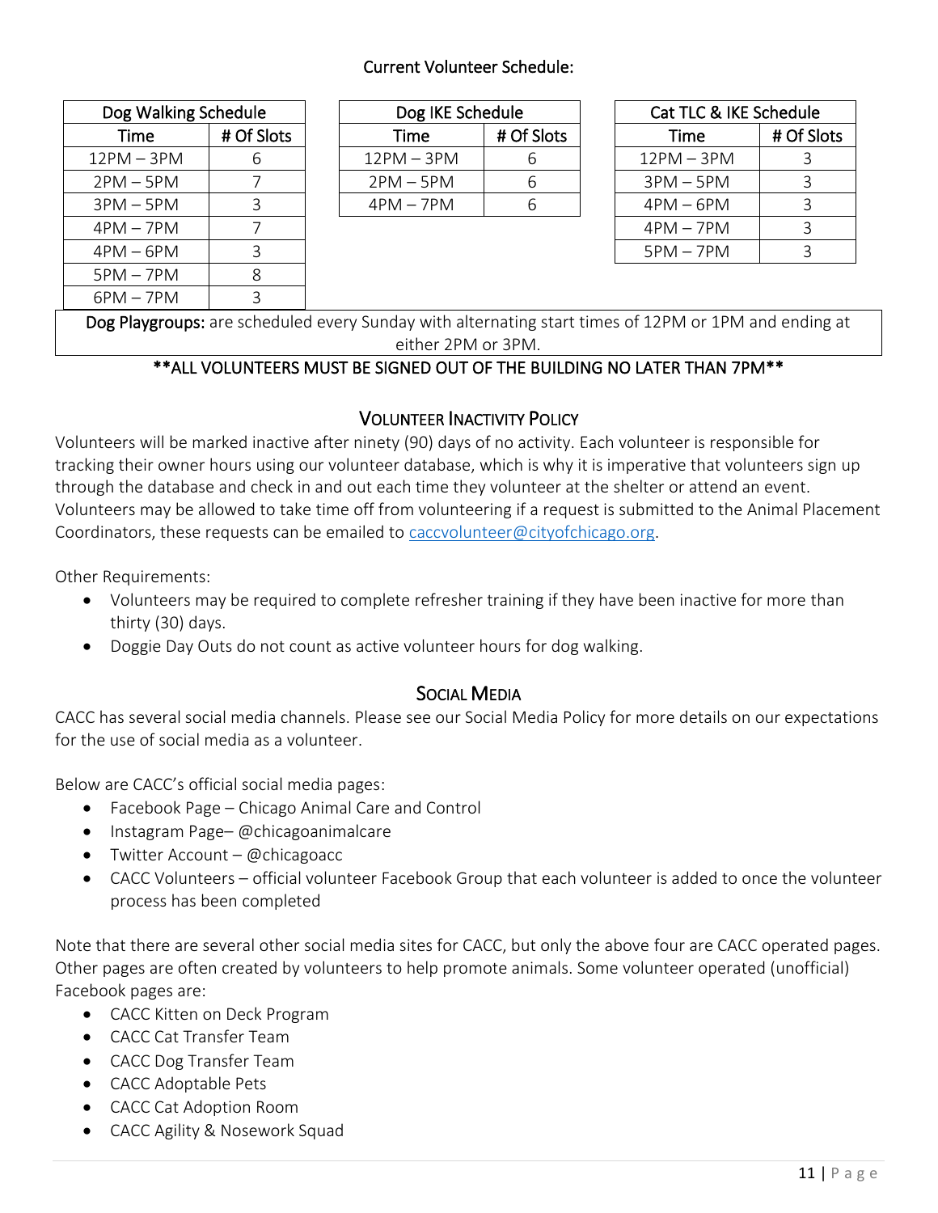Current Volunteer Schedule:

| Dog Walking Schedule | |
|---|---|
| Time | # Of Slots |
| 12PM – 3PM | 6 |
| 2PM – 5PM | 7 |
| 3PM – 5PM | 3 |
| 4PM – 7PM | 7 |
| 4PM – 6PM | 3 |
| 5PM – 7PM | 8 |
| 6PM – 7PM | 3 |

| Dog IKE Schedule | |
|---|---|
| Time | # Of Slots |
| 12PM – 3PM | 6 |
| 2PM – 5PM | 6 |
| 4PM – 7PM | 6 |

| Cat TLC & IKE Schedule | |
|---|---|
| Time | # Of Slots |
| 12PM – 3PM | 3 |
| 3PM – 5PM | 3 |
| 4PM – 6PM | 3 |
| 4PM – 7PM | 3 |
| 5PM – 7PM | 3 |

**Dog Playgroups:** are scheduled every Sunday with alternating start times of 12PM or 1PM and ending at either 2PM or 3PM.

**\*\*ALL VOLUNTEERS MUST BE SIGNED OUT OF THE BUILDING NO LATER THAN 7PM\*\***

## Volunteer Inactivity Policy

Volunteers will be marked inactive after ninety (90) days of no activity. Each volunteer is responsible for tracking their owner hours using our volunteer database, which is why it is imperative that volunteers sign up through the database and check in and out each time they volunteer at the shelter or attend an event. Volunteers may be allowed to take time off from volunteering if a request is submitted to the Animal Placement Coordinators, these requests can be emailed to caccvolunteer@cityofchicago.org.

Other Requirements:

- Volunteers may be required to complete refresher training if they have been inactive for more than thirty (30) days.
- Doggie Day Outs do not count as active volunteer hours for dog walking.

## Social Media

CACC has several social media channels. Please see our Social Media Policy for more details on our expectations for the use of social media as a volunteer.

Below are CACC's official social media pages:

- Facebook Page – Chicago Animal Care and Control
- Instagram Page– @chicagoanimalcare
- Twitter Account – @chicagoacc
- CACC Volunteers – official volunteer Facebook Group that each volunteer is added to once the volunteer process has been completed

Note that there are several other social media sites for CACC, but only the above four are CACC operated pages. Other pages are often created by volunteers to help promote animals. Some volunteer operated (unofficial) Facebook pages are:

- CACC Kitten on Deck Program
- CACC Cat Transfer Team
- CACC Dog Transfer Team
- CACC Adoptable Pets
- CACC Cat Adoption Room
- CACC Agility & Nosework Squad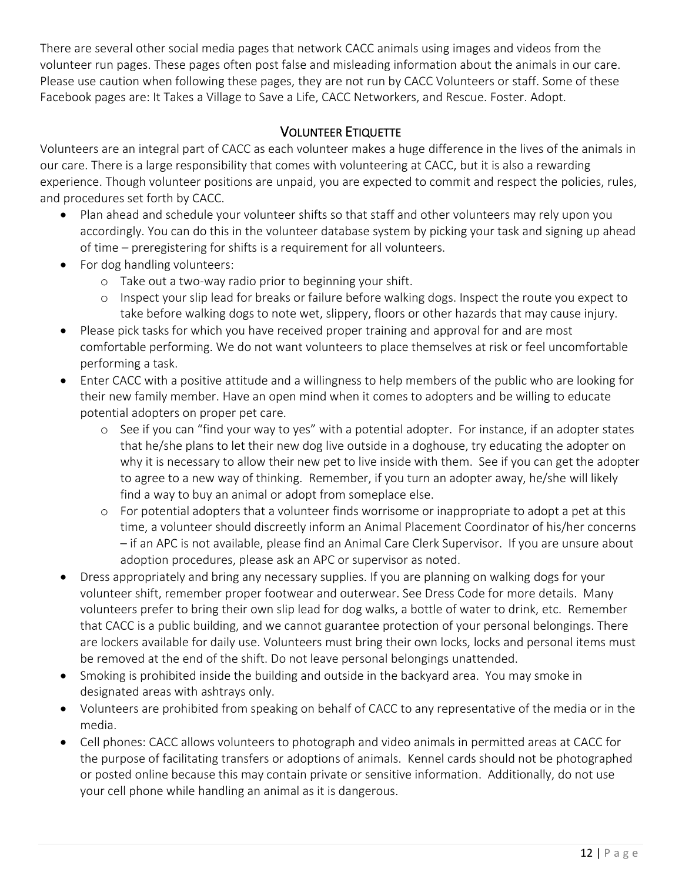There are several other social media pages that network CACC animals using images and videos from the volunteer run pages. These pages often post false and misleading information about the animals in our care. Please use caution when following these pages, they are not run by CACC Volunteers or staff. Some of these Facebook pages are: It Takes a Village to Save a Life, CACC Networkers, and Rescue. Foster. Adopt.

## Volunteer Etiquette

Volunteers are an integral part of CACC as each volunteer makes a huge difference in the lives of the animals in our care. There is a large responsibility that comes with volunteering at CACC, but it is also a rewarding experience. Though volunteer positions are unpaid, you are expected to commit and respect the policies, rules, and procedures set forth by CACC.

- Plan ahead and schedule your volunteer shifts so that staff and other volunteers may rely upon you accordingly. You can do this in the volunteer database system by picking your task and signing up ahead of time – preregistering for shifts is a requirement for all volunteers.
- For dog handling volunteers:
  - Take out a two-way radio prior to beginning your shift.
  - Inspect your slip lead for breaks or failure before walking dogs. Inspect the route you expect to take before walking dogs to note wet, slippery, floors or other hazards that may cause injury.
- Please pick tasks for which you have received proper training and approval for and are most comfortable performing. We do not want volunteers to place themselves at risk or feel uncomfortable performing a task.
- Enter CACC with a positive attitude and a willingness to help members of the public who are looking for their new family member. Have an open mind when it comes to adopters and be willing to educate potential adopters on proper pet care.
  - See if you can "find your way to yes" with a potential adopter. For instance, if an adopter states that he/she plans to let their new dog live outside in a doghouse, try educating the adopter on why it is necessary to allow their new pet to live inside with them. See if you can get the adopter to agree to a new way of thinking. Remember, if you turn an adopter away, he/she will likely find a way to buy an animal or adopt from someplace else.
  - For potential adopters that a volunteer finds worrisome or inappropriate to adopt a pet at this time, a volunteer should discreetly inform an Animal Placement Coordinator of his/her concerns – if an APC is not available, please find an Animal Care Clerk Supervisor. If you are unsure about adoption procedures, please ask an APC or supervisor as noted.
- Dress appropriately and bring any necessary supplies. If you are planning on walking dogs for your volunteer shift, remember proper footwear and outerwear. See Dress Code for more details. Many volunteers prefer to bring their own slip lead for dog walks, a bottle of water to drink, etc. Remember that CACC is a public building, and we cannot guarantee protection of your personal belongings. There are lockers available for daily use. Volunteers must bring their own locks, locks and personal items must be removed at the end of the shift. Do not leave personal belongings unattended.
- Smoking is prohibited inside the building and outside in the backyard area. You may smoke in designated areas with ashtrays only.
- Volunteers are prohibited from speaking on behalf of CACC to any representative of the media or in the media.
- Cell phones: CACC allows volunteers to photograph and video animals in permitted areas at CACC for the purpose of facilitating transfers or adoptions of animals. Kennel cards should not be photographed or posted online because this may contain private or sensitive information. Additionally, do not use your cell phone while handling an animal as it is dangerous.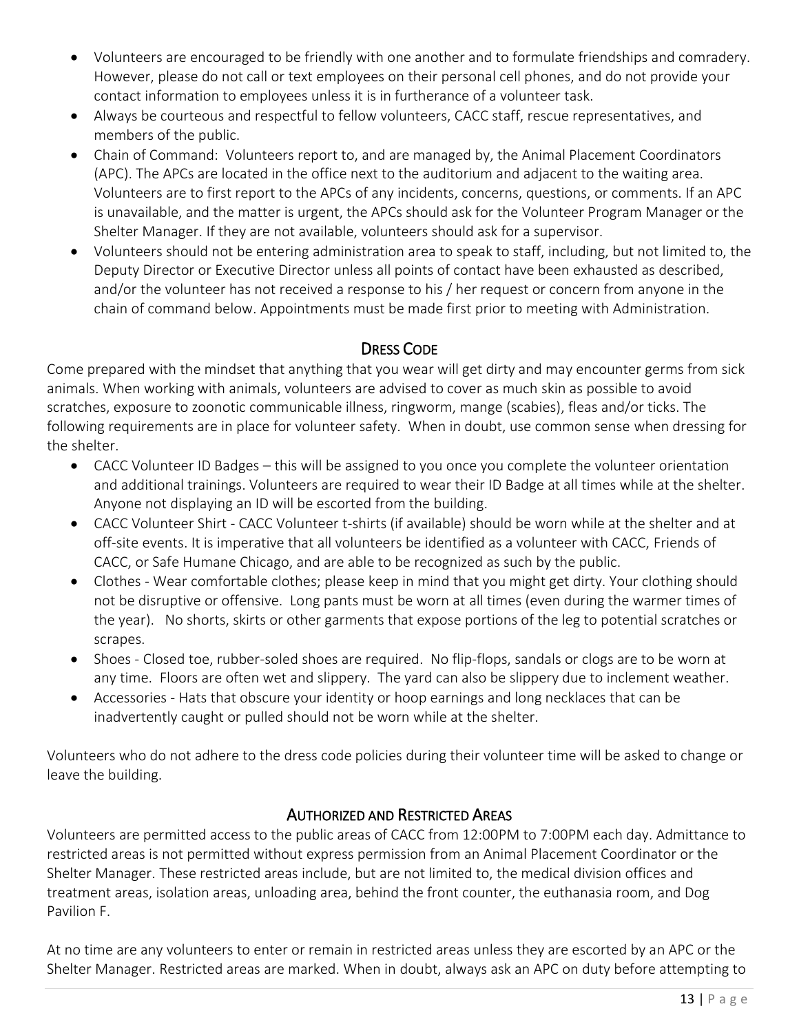- Volunteers are encouraged to be friendly with one another and to formulate friendships and comradery. However, please do not call or text employees on their personal cell phones, and do not provide your contact information to employees unless it is in furtherance of a volunteer task.
- Always be courteous and respectful to fellow volunteers, CACC staff, rescue representatives, and members of the public.
- Chain of Command: Volunteers report to, and are managed by, the Animal Placement Coordinators (APC). The APCs are located in the office next to the auditorium and adjacent to the waiting area. Volunteers are to first report to the APCs of any incidents, concerns, questions, or comments. If an APC is unavailable, and the matter is urgent, the APCs should ask for the Volunteer Program Manager or the Shelter Manager. If they are not available, volunteers should ask for a supervisor.
- Volunteers should not be entering administration area to speak to staff, including, but not limited to, the Deputy Director or Executive Director unless all points of contact have been exhausted as described, and/or the volunteer has not received a response to his / her request or concern from anyone in the chain of command below. Appointments must be made first prior to meeting with Administration.

## Dress Code

Come prepared with the mindset that anything that you wear will get dirty and may encounter germs from sick animals. When working with animals, volunteers are advised to cover as much skin as possible to avoid scratches, exposure to zoonotic communicable illness, ringworm, mange (scabies), fleas and/or ticks. The following requirements are in place for volunteer safety. When in doubt, use common sense when dressing for the shelter.

- CACC Volunteer ID Badges – this will be assigned to you once you complete the volunteer orientation and additional trainings. Volunteers are required to wear their ID Badge at all times while at the shelter. Anyone not displaying an ID will be escorted from the building.
- CACC Volunteer Shirt - CACC Volunteer t-shirts (if available) should be worn while at the shelter and at off-site events. It is imperative that all volunteers be identified as a volunteer with CACC, Friends of CACC, or Safe Humane Chicago, and are able to be recognized as such by the public.
- Clothes - Wear comfortable clothes; please keep in mind that you might get dirty. Your clothing should not be disruptive or offensive. Long pants must be worn at all times (even during the warmer times of the year). No shorts, skirts or other garments that expose portions of the leg to potential scratches or scrapes.
- Shoes - Closed toe, rubber-soled shoes are required. No flip-flops, sandals or clogs are to be worn at any time. Floors are often wet and slippery. The yard can also be slippery due to inclement weather.
- Accessories - Hats that obscure your identity or hoop earnings and long necklaces that can be inadvertently caught or pulled should not be worn while at the shelter.

Volunteers who do not adhere to the dress code policies during their volunteer time will be asked to change or leave the building.

## Authorized and Restricted Areas

Volunteers are permitted access to the public areas of CACC from 12:00PM to 7:00PM each day. Admittance to restricted areas is not permitted without express permission from an Animal Placement Coordinator or the Shelter Manager. These restricted areas include, but are not limited to, the medical division offices and treatment areas, isolation areas, unloading area, behind the front counter, the euthanasia room, and Dog Pavilion F.

At no time are any volunteers to enter or remain in restricted areas unless they are escorted by an APC or the Shelter Manager. Restricted areas are marked. When in doubt, always ask an APC on duty before attempting to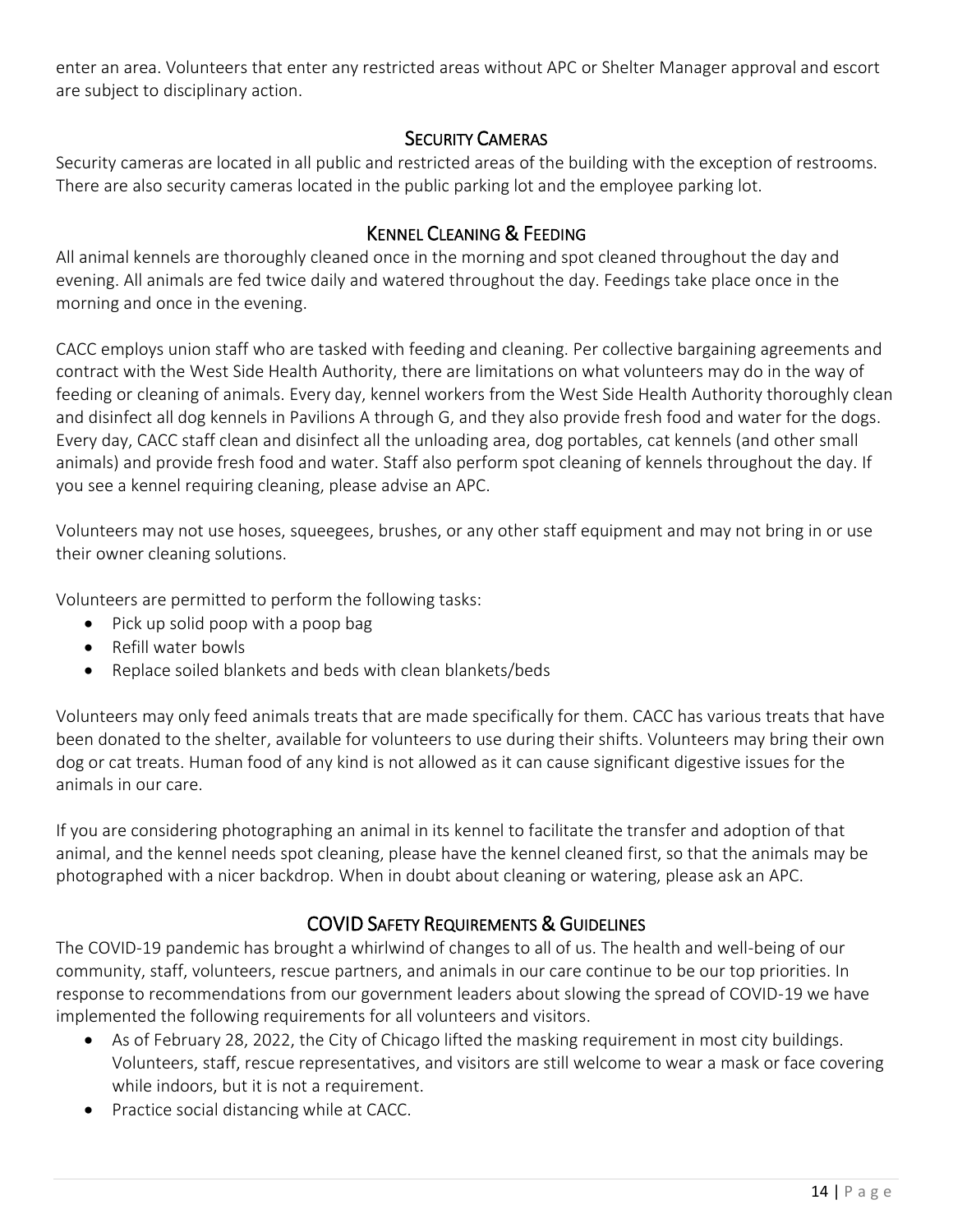enter an area. Volunteers that enter any restricted areas without APC or Shelter Manager approval and escort are subject to disciplinary action.

## Security Cameras

Security cameras are located in all public and restricted areas of the building with the exception of restrooms. There are also security cameras located in the public parking lot and the employee parking lot.

## Kennel Cleaning & Feeding

All animal kennels are thoroughly cleaned once in the morning and spot cleaned throughout the day and evening. All animals are fed twice daily and watered throughout the day. Feedings take place once in the morning and once in the evening.

CACC employs union staff who are tasked with feeding and cleaning. Per collective bargaining agreements and contract with the West Side Health Authority, there are limitations on what volunteers may do in the way of feeding or cleaning of animals. Every day, kennel workers from the West Side Health Authority thoroughly clean and disinfect all dog kennels in Pavilions A through G, and they also provide fresh food and water for the dogs. Every day, CACC staff clean and disinfect all the unloading area, dog portables, cat kennels (and other small animals) and provide fresh food and water. Staff also perform spot cleaning of kennels throughout the day. If you see a kennel requiring cleaning, please advise an APC.

Volunteers may not use hoses, squeegees, brushes, or any other staff equipment and may not bring in or use their owner cleaning solutions.

Volunteers are permitted to perform the following tasks:

- Pick up solid poop with a poop bag
- Refill water bowls
- Replace soiled blankets and beds with clean blankets/beds

Volunteers may only feed animals treats that are made specifically for them. CACC has various treats that have been donated to the shelter, available for volunteers to use during their shifts. Volunteers may bring their own dog or cat treats. Human food of any kind is not allowed as it can cause significant digestive issues for the animals in our care.

If you are considering photographing an animal in its kennel to facilitate the transfer and adoption of that animal, and the kennel needs spot cleaning, please have the kennel cleaned first, so that the animals may be photographed with a nicer backdrop. When in doubt about cleaning or watering, please ask an APC.

## COVID Safety Requirements & Guidelines

The COVID-19 pandemic has brought a whirlwind of changes to all of us. The health and well-being of our community, staff, volunteers, rescue partners, and animals in our care continue to be our top priorities. In response to recommendations from our government leaders about slowing the spread of COVID-19 we have implemented the following requirements for all volunteers and visitors.

- As of February 28, 2022, the City of Chicago lifted the masking requirement in most city buildings. Volunteers, staff, rescue representatives, and visitors are still welcome to wear a mask or face covering while indoors, but it is not a requirement.
- Practice social distancing while at CACC.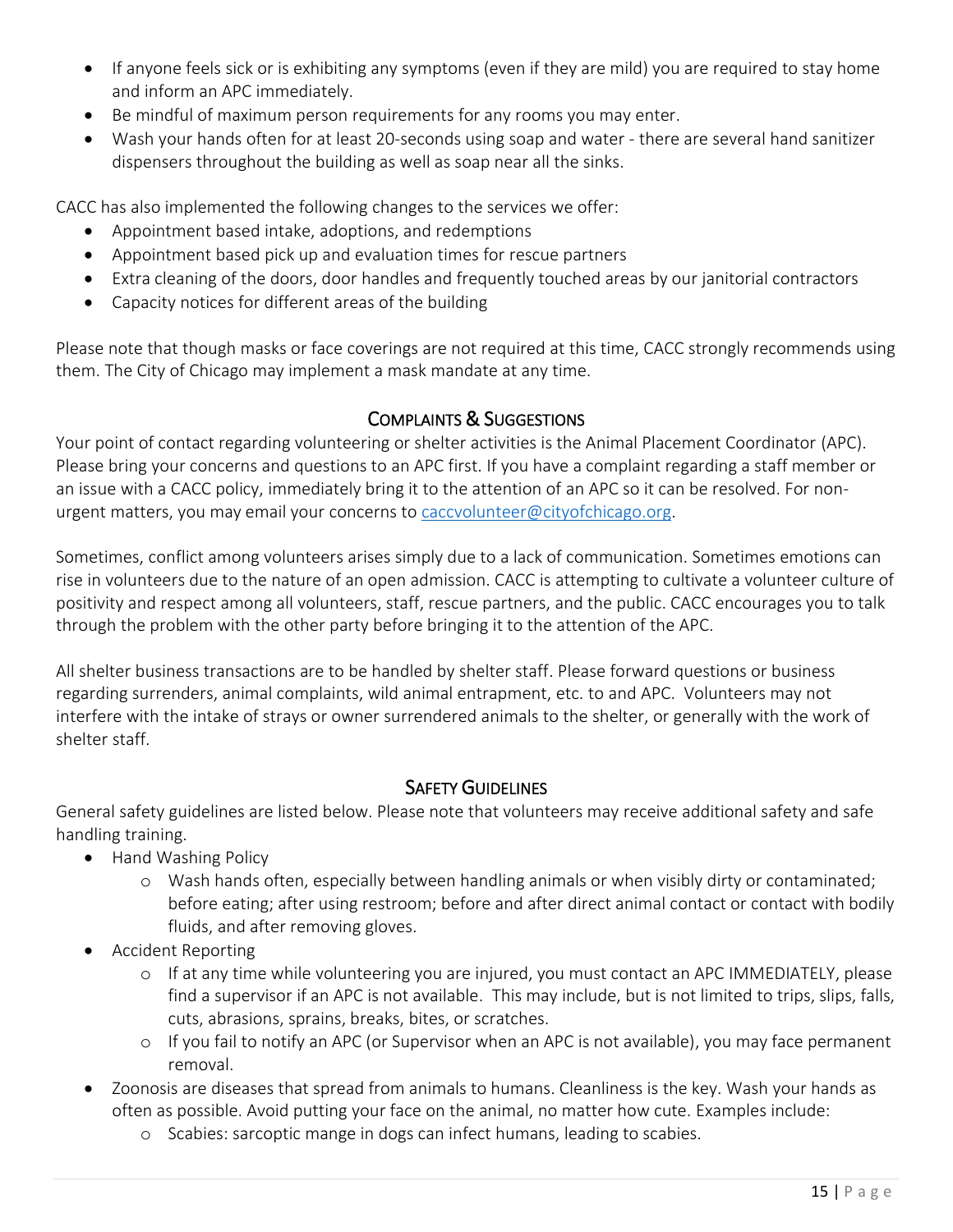- If anyone feels sick or is exhibiting any symptoms (even if they are mild) you are required to stay home and inform an APC immediately.
- Be mindful of maximum person requirements for any rooms you may enter.
- Wash your hands often for at least 20-seconds using soap and water - there are several hand sanitizer dispensers throughout the building as well as soap near all the sinks.

CACC has also implemented the following changes to the services we offer:

- Appointment based intake, adoptions, and redemptions
- Appointment based pick up and evaluation times for rescue partners
- Extra cleaning of the doors, door handles and frequently touched areas by our janitorial contractors
- Capacity notices for different areas of the building

Please note that though masks or face coverings are not required at this time, CACC strongly recommends using them. The City of Chicago may implement a mask mandate at any time.

## Complaints & Suggestions

Your point of contact regarding volunteering or shelter activities is the Animal Placement Coordinator (APC). Please bring your concerns and questions to an APC first. If you have a complaint regarding a staff member or an issue with a CACC policy, immediately bring it to the attention of an APC so it can be resolved. For non-urgent matters, you may email your concerns to caccvolunteer@cityofchicago.org.

Sometimes, conflict among volunteers arises simply due to a lack of communication. Sometimes emotions can rise in volunteers due to the nature of an open admission. CACC is attempting to cultivate a volunteer culture of positivity and respect among all volunteers, staff, rescue partners, and the public. CACC encourages you to talk through the problem with the other party before bringing it to the attention of the APC.

All shelter business transactions are to be handled by shelter staff. Please forward questions or business regarding surrenders, animal complaints, wild animal entrapment, etc. to and APC. Volunteers may not interfere with the intake of strays or owner surrendered animals to the shelter, or generally with the work of shelter staff.

## Safety Guidelines

General safety guidelines are listed below. Please note that volunteers may receive additional safety and safe handling training.

- Hand Washing Policy
  - Wash hands often, especially between handling animals or when visibly dirty or contaminated; before eating; after using restroom; before and after direct animal contact or contact with bodily fluids, and after removing gloves.
- Accident Reporting
  - If at any time while volunteering you are injured, you must contact an APC IMMEDIATELY, please find a supervisor if an APC is not available. This may include, but is not limited to trips, slips, falls, cuts, abrasions, sprains, breaks, bites, or scratches.
  - If you fail to notify an APC (or Supervisor when an APC is not available), you may face permanent removal.
- Zoonosis are diseases that spread from animals to humans. Cleanliness is the key. Wash your hands as often as possible. Avoid putting your face on the animal, no matter how cute. Examples include:
  - Scabies: sarcoptic mange in dogs can infect humans, leading to scabies.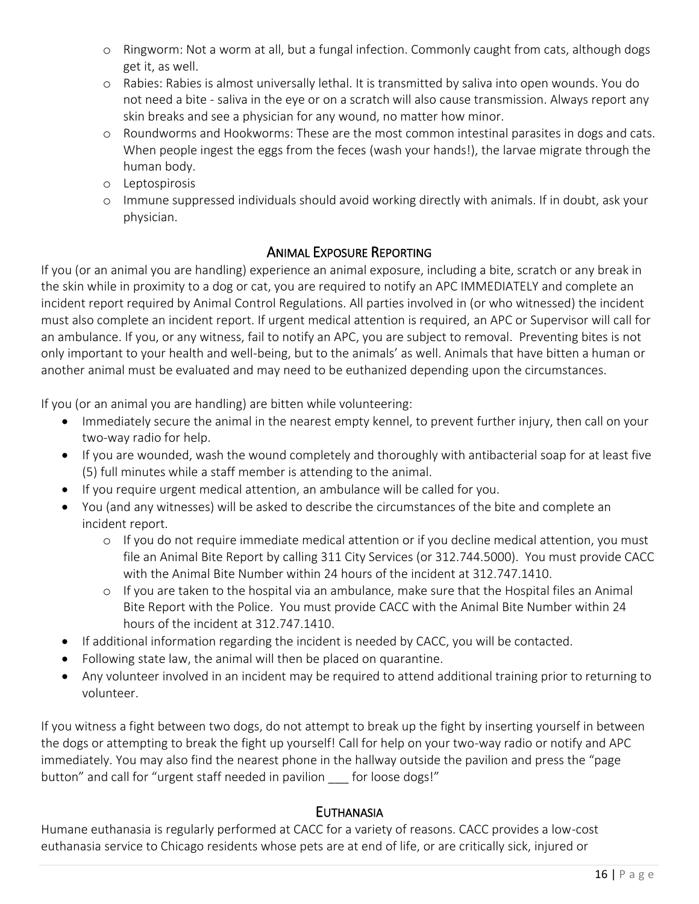- Ringworm: Not a worm at all, but a fungal infection. Commonly caught from cats, although dogs get it, as well.
- Rabies: Rabies is almost universally lethal. It is transmitted by saliva into open wounds. You do not need a bite - saliva in the eye or on a scratch will also cause transmission. Always report any skin breaks and see a physician for any wound, no matter how minor.
- Roundworms and Hookworms: These are the most common intestinal parasites in dogs and cats. When people ingest the eggs from the feces (wash your hands!), the larvae migrate through the human body.
- Leptospirosis
- Immune suppressed individuals should avoid working directly with animals. If in doubt, ask your physician.

## Animal Exposure Reporting

If you (or an animal you are handling) experience an animal exposure, including a bite, scratch or any break in the skin while in proximity to a dog or cat, you are required to notify an APC IMMEDIATELY and complete an incident report required by Animal Control Regulations. All parties involved in (or who witnessed) the incident must also complete an incident report. If urgent medical attention is required, an APC or Supervisor will call for an ambulance. If you, or any witness, fail to notify an APC, you are subject to removal. Preventing bites is not only important to your health and well-being, but to the animals' as well. Animals that have bitten a human or another animal must be evaluated and may need to be euthanized depending upon the circumstances.

If you (or an animal you are handling) are bitten while volunteering:

- Immediately secure the animal in the nearest empty kennel, to prevent further injury, then call on your two-way radio for help.
- If you are wounded, wash the wound completely and thoroughly with antibacterial soap for at least five (5) full minutes while a staff member is attending to the animal.
- If you require urgent medical attention, an ambulance will be called for you.
- You (and any witnesses) will be asked to describe the circumstances of the bite and complete an incident report.
  - If you do not require immediate medical attention or if you decline medical attention, you must file an Animal Bite Report by calling 311 City Services (or 312.744.5000). You must provide CACC with the Animal Bite Number within 24 hours of the incident at 312.747.1410.
  - If you are taken to the hospital via an ambulance, make sure that the Hospital files an Animal Bite Report with the Police. You must provide CACC with the Animal Bite Number within 24 hours of the incident at 312.747.1410.
- If additional information regarding the incident is needed by CACC, you will be contacted.
- Following state law, the animal will then be placed on quarantine.
- Any volunteer involved in an incident may be required to attend additional training prior to returning to volunteer.

If you witness a fight between two dogs, do not attempt to break up the fight by inserting yourself in between the dogs or attempting to break the fight up yourself! Call for help on your two-way radio or notify and APC immediately. You may also find the nearest phone in the hallway outside the pavilion and press the "page button" and call for "urgent staff needed in pavilion ___ for loose dogs!"

## Euthanasia

Humane euthanasia is regularly performed at CACC for a variety of reasons. CACC provides a low-cost euthanasia service to Chicago residents whose pets are at end of life, or are critically sick, injured or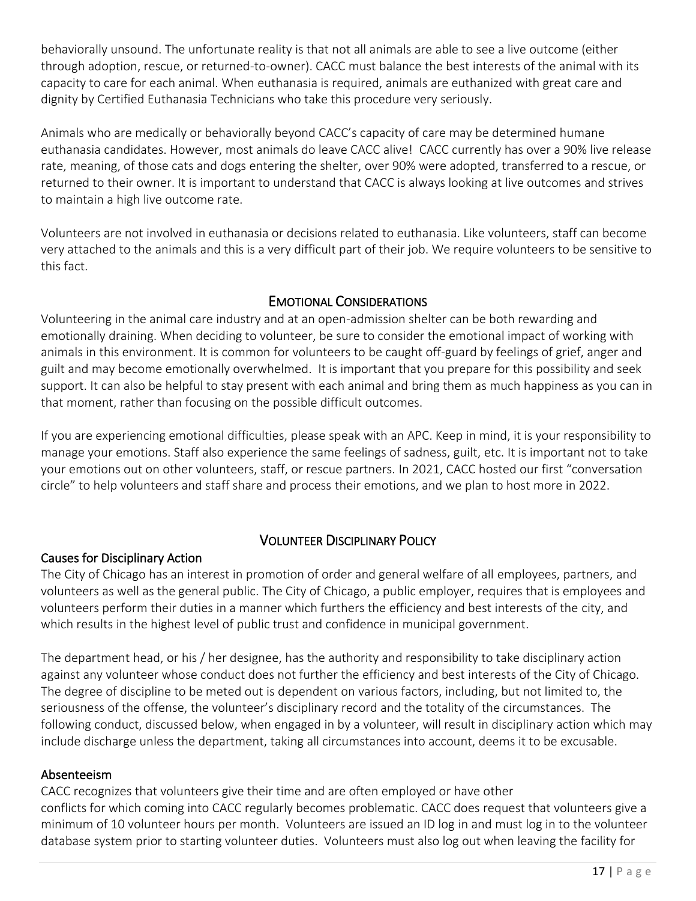behaviorally unsound. The unfortunate reality is that not all animals are able to see a live outcome (either through adoption, rescue, or returned-to-owner). CACC must balance the best interests of the animal with its capacity to care for each animal. When euthanasia is required, animals are euthanized with great care and dignity by Certified Euthanasia Technicians who take this procedure very seriously.

Animals who are medically or behaviorally beyond CACC's capacity of care may be determined humane euthanasia candidates. However, most animals do leave CACC alive! CACC currently has over a 90% live release rate, meaning, of those cats and dogs entering the shelter, over 90% were adopted, transferred to a rescue, or returned to their owner. It is important to understand that CACC is always looking at live outcomes and strives to maintain a high live outcome rate.

Volunteers are not involved in euthanasia or decisions related to euthanasia. Like volunteers, staff can become very attached to the animals and this is a very difficult part of their job. We require volunteers to be sensitive to this fact.

## Emotional Considerations

Volunteering in the animal care industry and at an open-admission shelter can be both rewarding and emotionally draining. When deciding to volunteer, be sure to consider the emotional impact of working with animals in this environment. It is common for volunteers to be caught off-guard by feelings of grief, anger and guilt and may become emotionally overwhelmed. It is important that you prepare for this possibility and seek support. It can also be helpful to stay present with each animal and bring them as much happiness as you can in that moment, rather than focusing on the possible difficult outcomes.

If you are experiencing emotional difficulties, please speak with an APC. Keep in mind, it is your responsibility to manage your emotions. Staff also experience the same feelings of sadness, guilt, etc. It is important not to take your emotions out on other volunteers, staff, or rescue partners. In 2021, CACC hosted our first "conversation circle" to help volunteers and staff share and process their emotions, and we plan to host more in 2022.

## Volunteer Disciplinary Policy

### Causes for Disciplinary Action

The City of Chicago has an interest in promotion of order and general welfare of all employees, partners, and volunteers as well as the general public. The City of Chicago, a public employer, requires that is employees and volunteers perform their duties in a manner which furthers the efficiency and best interests of the city, and which results in the highest level of public trust and confidence in municipal government.

The department head, or his / her designee, has the authority and responsibility to take disciplinary action against any volunteer whose conduct does not further the efficiency and best interests of the City of Chicago. The degree of discipline to be meted out is dependent on various factors, including, but not limited to, the seriousness of the offense, the volunteer's disciplinary record and the totality of the circumstances. The following conduct, discussed below, when engaged in by a volunteer, will result in disciplinary action which may include discharge unless the department, taking all circumstances into account, deems it to be excusable.

### Absenteeism

CACC recognizes that volunteers give their time and are often employed or have other conflicts for which coming into CACC regularly becomes problematic. CACC does request that volunteers give a minimum of 10 volunteer hours per month. Volunteers are issued an ID log in and must log in to the volunteer database system prior to starting volunteer duties. Volunteers must also log out when leaving the facility for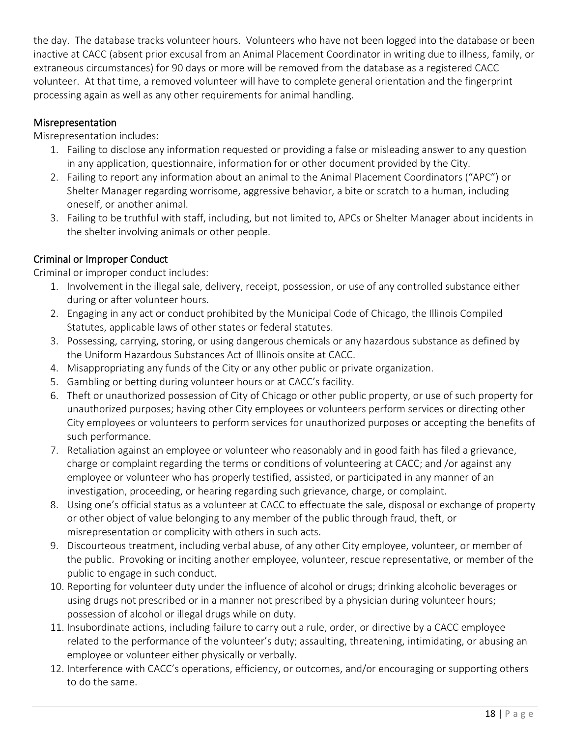the day. The database tracks volunteer hours. Volunteers who have not been logged into the database or been inactive at CACC (absent prior excusal from an Animal Placement Coordinator in writing due to illness, family, or extraneous circumstances) for 90 days or more will be removed from the database as a registered CACC volunteer. At that time, a removed volunteer will have to complete general orientation and the fingerprint processing again as well as any other requirements for animal handling.

### Misrepresentation

Misrepresentation includes:

1. Failing to disclose any information requested or providing a false or misleading answer to any question in any application, questionnaire, information for or other document provided by the City.
2. Failing to report any information about an animal to the Animal Placement Coordinators ("APC") or Shelter Manager regarding worrisome, aggressive behavior, a bite or scratch to a human, including oneself, or another animal.
3. Failing to be truthful with staff, including, but not limited to, APCs or Shelter Manager about incidents in the shelter involving animals or other people.

### Criminal or Improper Conduct

Criminal or improper conduct includes:

1. Involvement in the illegal sale, delivery, receipt, possession, or use of any controlled substance either during or after volunteer hours.
2. Engaging in any act or conduct prohibited by the Municipal Code of Chicago, the Illinois Compiled Statutes, applicable laws of other states or federal statutes.
3. Possessing, carrying, storing, or using dangerous chemicals or any hazardous substance as defined by the Uniform Hazardous Substances Act of Illinois onsite at CACC.
4. Misappropriating any funds of the City or any other public or private organization.
5. Gambling or betting during volunteer hours or at CACC's facility.
6. Theft or unauthorized possession of City of Chicago or other public property, or use of such property for unauthorized purposes; having other City employees or volunteers perform services or directing other City employees or volunteers to perform services for unauthorized purposes or accepting the benefits of such performance.
7. Retaliation against an employee or volunteer who reasonably and in good faith has filed a grievance, charge or complaint regarding the terms or conditions of volunteering at CACC; and /or against any employee or volunteer who has properly testified, assisted, or participated in any manner of an investigation, proceeding, or hearing regarding such grievance, charge, or complaint.
8. Using one's official status as a volunteer at CACC to effectuate the sale, disposal or exchange of property or other object of value belonging to any member of the public through fraud, theft, or misrepresentation or complicity with others in such acts.
9. Discourteous treatment, including verbal abuse, of any other City employee, volunteer, or member of the public. Provoking or inciting another employee, volunteer, rescue representative, or member of the public to engage in such conduct.
10. Reporting for volunteer duty under the influence of alcohol or drugs; drinking alcoholic beverages or using drugs not prescribed or in a manner not prescribed by a physician during volunteer hours; possession of alcohol or illegal drugs while on duty.
11. Insubordinate actions, including failure to carry out a rule, order, or directive by a CACC employee related to the performance of the volunteer's duty; assaulting, threatening, intimidating, or abusing an employee or volunteer either physically or verbally.
12. Interference with CACC's operations, efficiency, or outcomes, and/or encouraging or supporting others to do the same.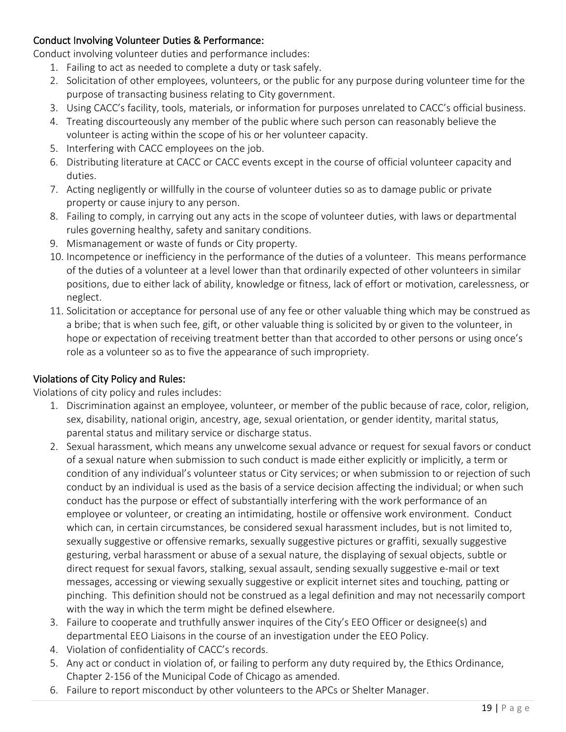### Conduct Involving Volunteer Duties & Performance:

Conduct involving volunteer duties and performance includes:

1. Failing to act as needed to complete a duty or task safely.
2. Solicitation of other employees, volunteers, or the public for any purpose during volunteer time for the purpose of transacting business relating to City government.
3. Using CACC's facility, tools, materials, or information for purposes unrelated to CACC's official business.
4. Treating discourteously any member of the public where such person can reasonably believe the volunteer is acting within the scope of his or her volunteer capacity.
5. Interfering with CACC employees on the job.
6. Distributing literature at CACC or CACC events except in the course of official volunteer capacity and duties.
7. Acting negligently or willfully in the course of volunteer duties so as to damage public or private property or cause injury to any person.
8. Failing to comply, in carrying out any acts in the scope of volunteer duties, with laws or departmental rules governing healthy, safety and sanitary conditions.
9. Mismanagement or waste of funds or City property.
10. Incompetence or inefficiency in the performance of the duties of a volunteer. This means performance of the duties of a volunteer at a level lower than that ordinarily expected of other volunteers in similar positions, due to either lack of ability, knowledge or fitness, lack of effort or motivation, carelessness, or neglect.
11. Solicitation or acceptance for personal use of any fee or other valuable thing which may be construed as a bribe; that is when such fee, gift, or other valuable thing is solicited by or given to the volunteer, in hope or expectation of receiving treatment better than that accorded to other persons or using once's role as a volunteer so as to five the appearance of such impropriety.

### Violations of City Policy and Rules:

Violations of city policy and rules includes:

1. Discrimination against an employee, volunteer, or member of the public because of race, color, religion, sex, disability, national origin, ancestry, age, sexual orientation, or gender identity, marital status, parental status and military service or discharge status.
2. Sexual harassment, which means any unwelcome sexual advance or request for sexual favors or conduct of a sexual nature when submission to such conduct is made either explicitly or implicitly, a term or condition of any individual's volunteer status or City services; or when submission to or rejection of such conduct by an individual is used as the basis of a service decision affecting the individual; or when such conduct has the purpose or effect of substantially interfering with the work performance of an employee or volunteer, or creating an intimidating, hostile or offensive work environment. Conduct which can, in certain circumstances, be considered sexual harassment includes, but is not limited to, sexually suggestive or offensive remarks, sexually suggestive pictures or graffiti, sexually suggestive gesturing, verbal harassment or abuse of a sexual nature, the displaying of sexual objects, subtle or direct request for sexual favors, stalking, sexual assault, sending sexually suggestive e-mail or text messages, accessing or viewing sexually suggestive or explicit internet sites and touching, patting or pinching. This definition should not be construed as a legal definition and may not necessarily comport with the way in which the term might be defined elsewhere.
3. Failure to cooperate and truthfully answer inquires of the City's EEO Officer or designee(s) and departmental EEO Liaisons in the course of an investigation under the EEO Policy.
4. Violation of confidentiality of CACC's records.
5. Any act or conduct in violation of, or failing to perform any duty required by, the Ethics Ordinance, Chapter 2-156 of the Municipal Code of Chicago as amended.
6. Failure to report misconduct by other volunteers to the APCs or Shelter Manager.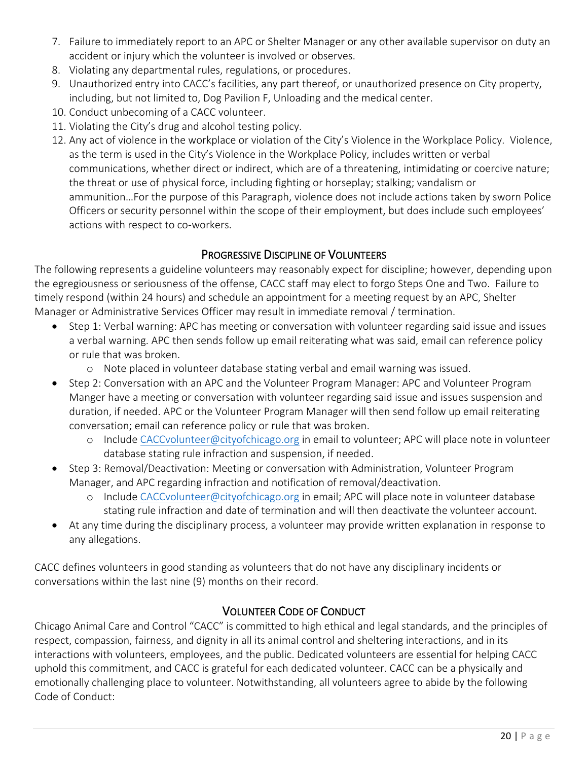7. Failure to immediately report to an APC or Shelter Manager or any other available supervisor on duty an accident or injury which the volunteer is involved or observes.
8. Violating any departmental rules, regulations, or procedures.
9. Unauthorized entry into CACC's facilities, any part thereof, or unauthorized presence on City property, including, but not limited to, Dog Pavilion F, Unloading and the medical center.
10. Conduct unbecoming of a CACC volunteer.
11. Violating the City's drug and alcohol testing policy.
12. Any act of violence in the workplace or violation of the City's Violence in the Workplace Policy. Violence, as the term is used in the City's Violence in the Workplace Policy, includes written or verbal communications, whether direct or indirect, which are of a threatening, intimidating or coercive nature; the threat or use of physical force, including fighting or horseplay; stalking; vandalism or ammunition…For the purpose of this Paragraph, violence does not include actions taken by sworn Police Officers or security personnel within the scope of their employment, but does include such employees' actions with respect to co-workers.

## Progressive Discipline of Volunteers

The following represents a guideline volunteers may reasonably expect for discipline; however, depending upon the egregiousness or seriousness of the offense, CACC staff may elect to forgo Steps One and Two. Failure to timely respond (within 24 hours) and schedule an appointment for a meeting request by an APC, Shelter Manager or Administrative Services Officer may result in immediate removal / termination.

- Step 1: Verbal warning: APC has meeting or conversation with volunteer regarding said issue and issues a verbal warning. APC then sends follow up email reiterating what was said, email can reference policy or rule that was broken.
  - Note placed in volunteer database stating verbal and email warning was issued.
- Step 2: Conversation with an APC and the Volunteer Program Manager: APC and Volunteer Program Manger have a meeting or conversation with volunteer regarding said issue and issues suspension and duration, if needed. APC or the Volunteer Program Manager will then send follow up email reiterating conversation; email can reference policy or rule that was broken.
  - Include CACCvolunteer@cityofchicago.org in email to volunteer; APC will place note in volunteer database stating rule infraction and suspension, if needed.
- Step 3: Removal/Deactivation: Meeting or conversation with Administration, Volunteer Program Manager, and APC regarding infraction and notification of removal/deactivation.
  - Include CACCvolunteer@cityofchicago.org in email; APC will place note in volunteer database stating rule infraction and date of termination and will then deactivate the volunteer account.
- At any time during the disciplinary process, a volunteer may provide written explanation in response to any allegations.

CACC defines volunteers in good standing as volunteers that do not have any disciplinary incidents or conversations within the last nine (9) months on their record.

## Volunteer Code of Conduct

Chicago Animal Care and Control "CACC" is committed to high ethical and legal standards, and the principles of respect, compassion, fairness, and dignity in all its animal control and sheltering interactions, and in its interactions with volunteers, employees, and the public. Dedicated volunteers are essential for helping CACC uphold this commitment, and CACC is grateful for each dedicated volunteer. CACC can be a physically and emotionally challenging place to volunteer. Notwithstanding, all volunteers agree to abide by the following Code of Conduct: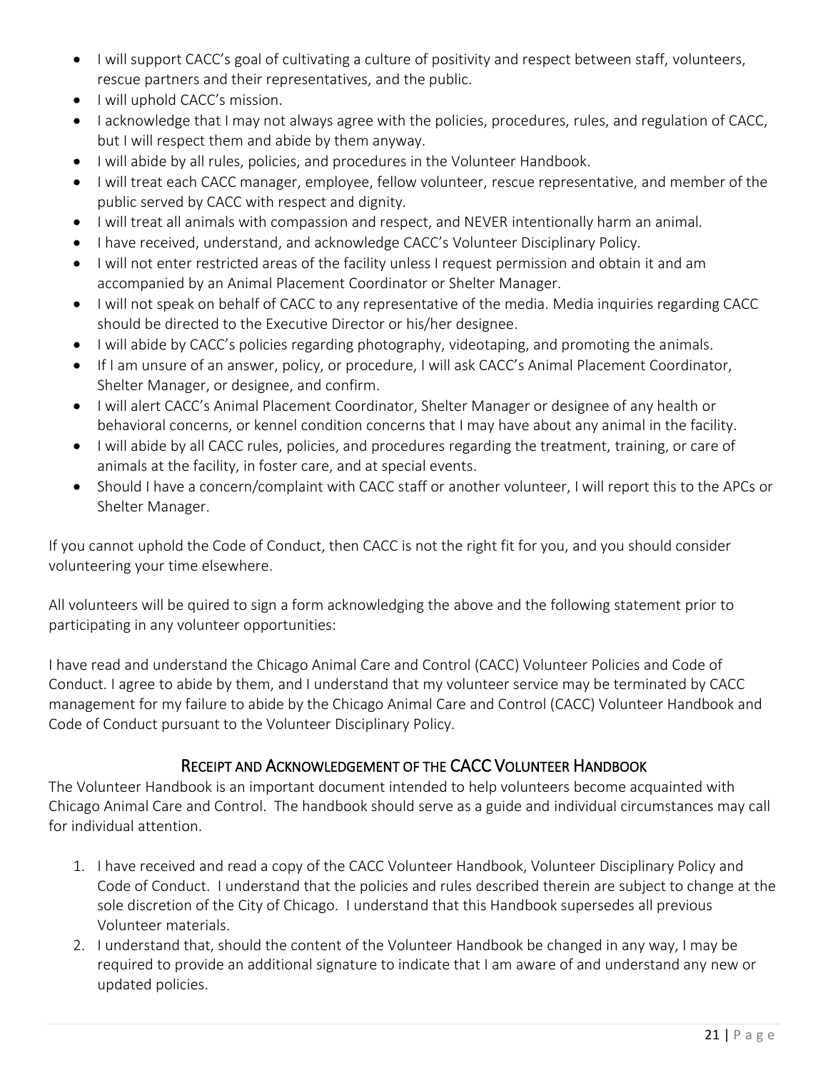- I will support CACC's goal of cultivating a culture of positivity and respect between staff, volunteers, rescue partners and their representatives, and the public.
- I will uphold CACC's mission.
- I acknowledge that I may not always agree with the policies, procedures, rules, and regulation of CACC, but I will respect them and abide by them anyway.
- I will abide by all rules, policies, and procedures in the Volunteer Handbook.
- I will treat each CACC manager, employee, fellow volunteer, rescue representative, and member of the public served by CACC with respect and dignity.
- I will treat all animals with compassion and respect, and NEVER intentionally harm an animal.
- I have received, understand, and acknowledge CACC's Volunteer Disciplinary Policy.
- I will not enter restricted areas of the facility unless I request permission and obtain it and am accompanied by an Animal Placement Coordinator or Shelter Manager.
- I will not speak on behalf of CACC to any representative of the media. Media inquiries regarding CACC should be directed to the Executive Director or his/her designee.
- I will abide by CACC's policies regarding photography, videotaping, and promoting the animals.
- If I am unsure of an answer, policy, or procedure, I will ask CACC's Animal Placement Coordinator, Shelter Manager, or designee, and confirm.
- I will alert CACC's Animal Placement Coordinator, Shelter Manager or designee of any health or behavioral concerns, or kennel condition concerns that I may have about any animal in the facility.
- I will abide by all CACC rules, policies, and procedures regarding the treatment, training, or care of animals at the facility, in foster care, and at special events.
- Should I have a concern/complaint with CACC staff or another volunteer, I will report this to the APCs or Shelter Manager.

If you cannot uphold the Code of Conduct, then CACC is not the right fit for you, and you should consider volunteering your time elsewhere.

All volunteers will be quired to sign a form acknowledging the above and the following statement prior to participating in any volunteer opportunities:

I have read and understand the Chicago Animal Care and Control (CACC) Volunteer Policies and Code of Conduct. I agree to abide by them, and I understand that my volunteer service may be terminated by CACC management for my failure to abide by the Chicago Animal Care and Control (CACC) Volunteer Handbook and Code of Conduct pursuant to the Volunteer Disciplinary Policy.

## Receipt and Acknowledgement of the CACC Volunteer Handbook

The Volunteer Handbook is an important document intended to help volunteers become acquainted with Chicago Animal Care and Control. The handbook should serve as a guide and individual circumstances may call for individual attention.

1. I have received and read a copy of the CACC Volunteer Handbook, Volunteer Disciplinary Policy and Code of Conduct. I understand that the policies and rules described therein are subject to change at the sole discretion of the City of Chicago. I understand that this Handbook supersedes all previous Volunteer materials.
2. I understand that, should the content of the Volunteer Handbook be changed in any way, I may be required to provide an additional signature to indicate that I am aware of and understand any new or updated policies.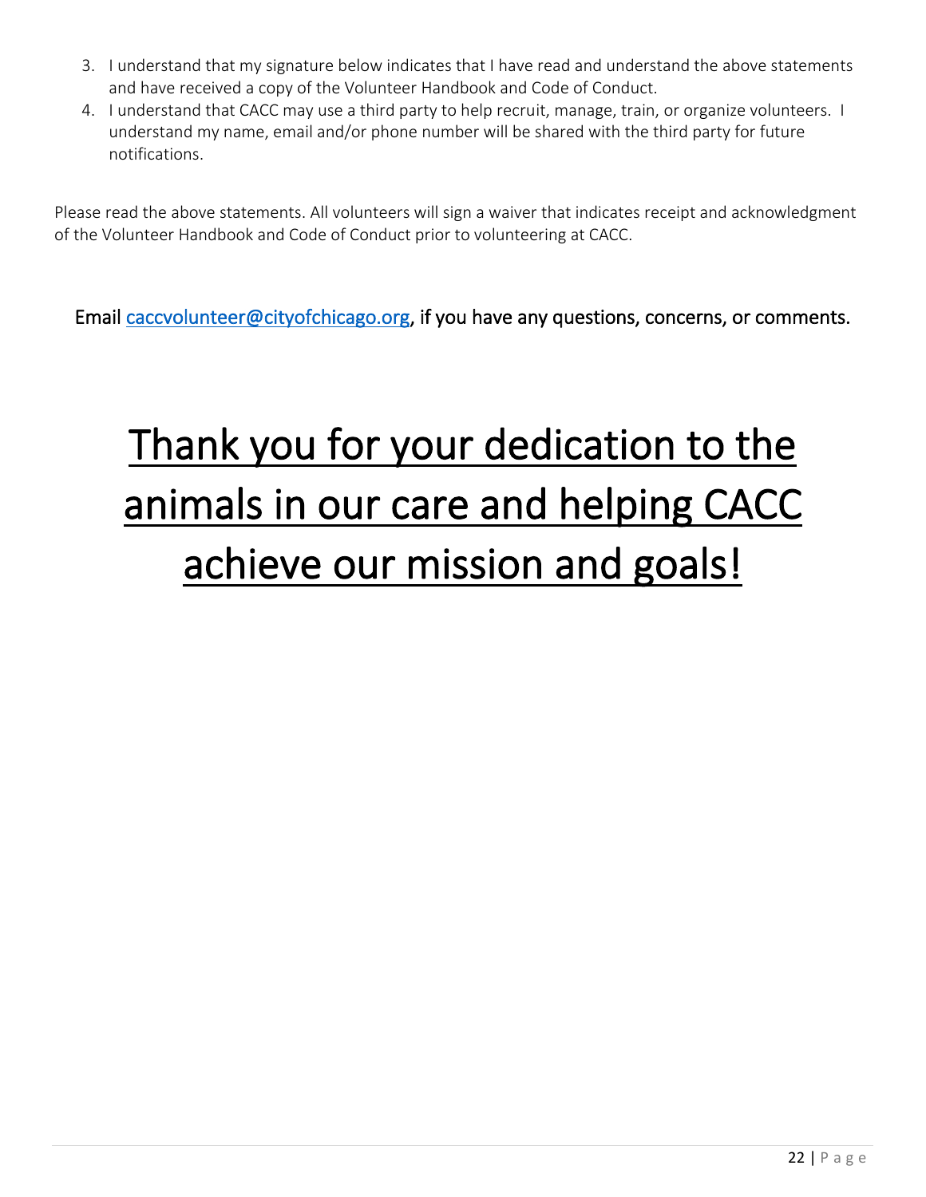3. I understand that my signature below indicates that I have read and understand the above statements and have received a copy of the Volunteer Handbook and Code of Conduct.
4. I understand that CACC may use a third party to help recruit, manage, train, or organize volunteers. I understand my name, email and/or phone number will be shared with the third party for future notifications.

Please read the above statements. All volunteers will sign a waiver that indicates receipt and acknowledgment of the Volunteer Handbook and Code of Conduct prior to volunteering at CACC.

Email caccvolunteer@cityofchicago.org, if you have any questions, concerns, or comments.

# Thank you for your dedication to the animals in our care and helping CACC achieve our mission and goals!